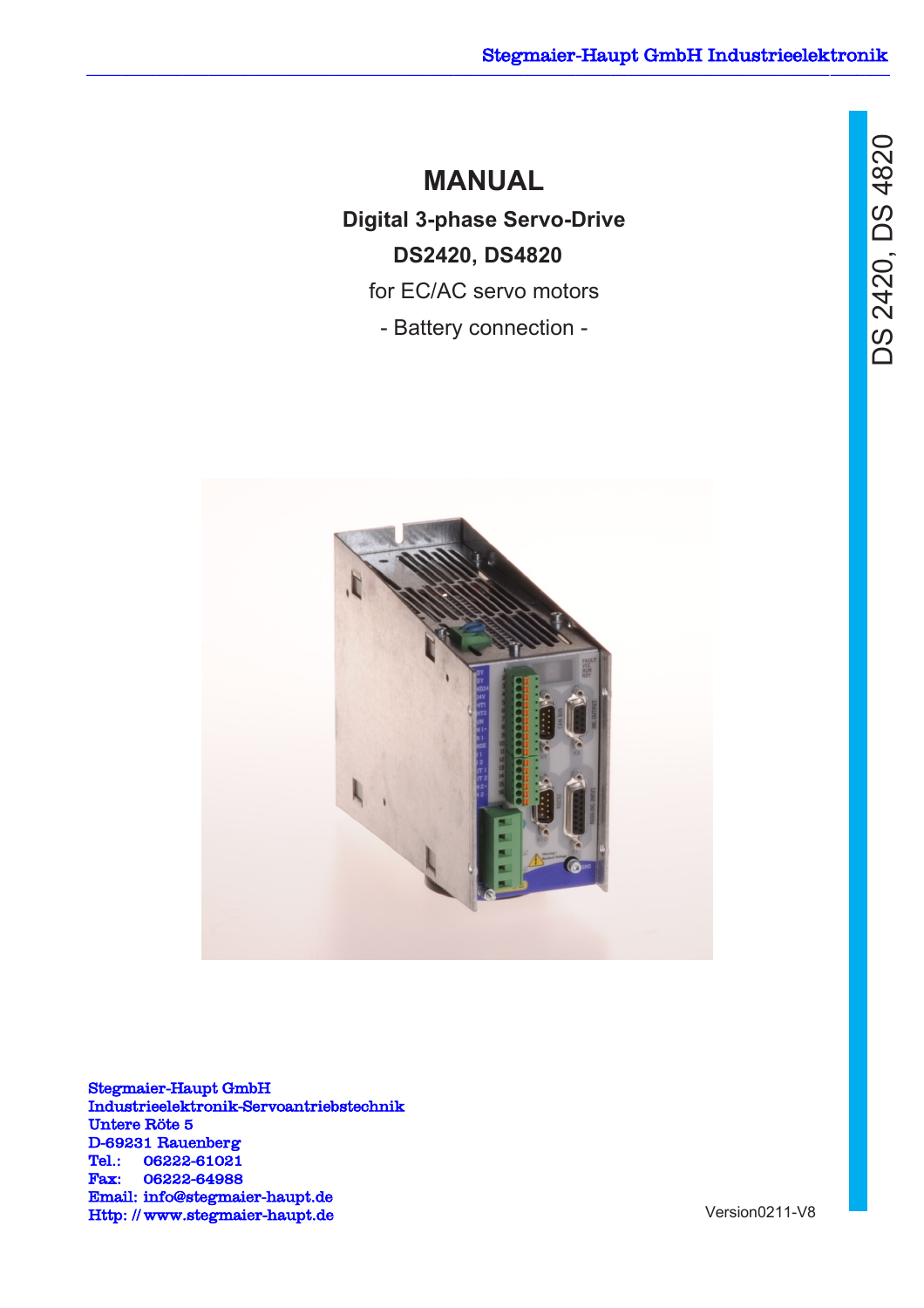# MANUAL

**Digital 3-phase Servo-Drive**

**DS2420, DS4820**

for EC/AC servo motors

- Battery connection -

DS 2420, DS 4820

**Stegmaier-Haupt GmbH**
**Industrieelektronik-Servoantriebstechnik**
**Untere Röte 5**
**D-69231 Rauenberg**
**Tel.: 06222-61021**
**Fax: 06222-64988**
**Email: info@stegmaier-haupt.de**
**Http: // www.stegmaier-haupt.de**

Version0211-V8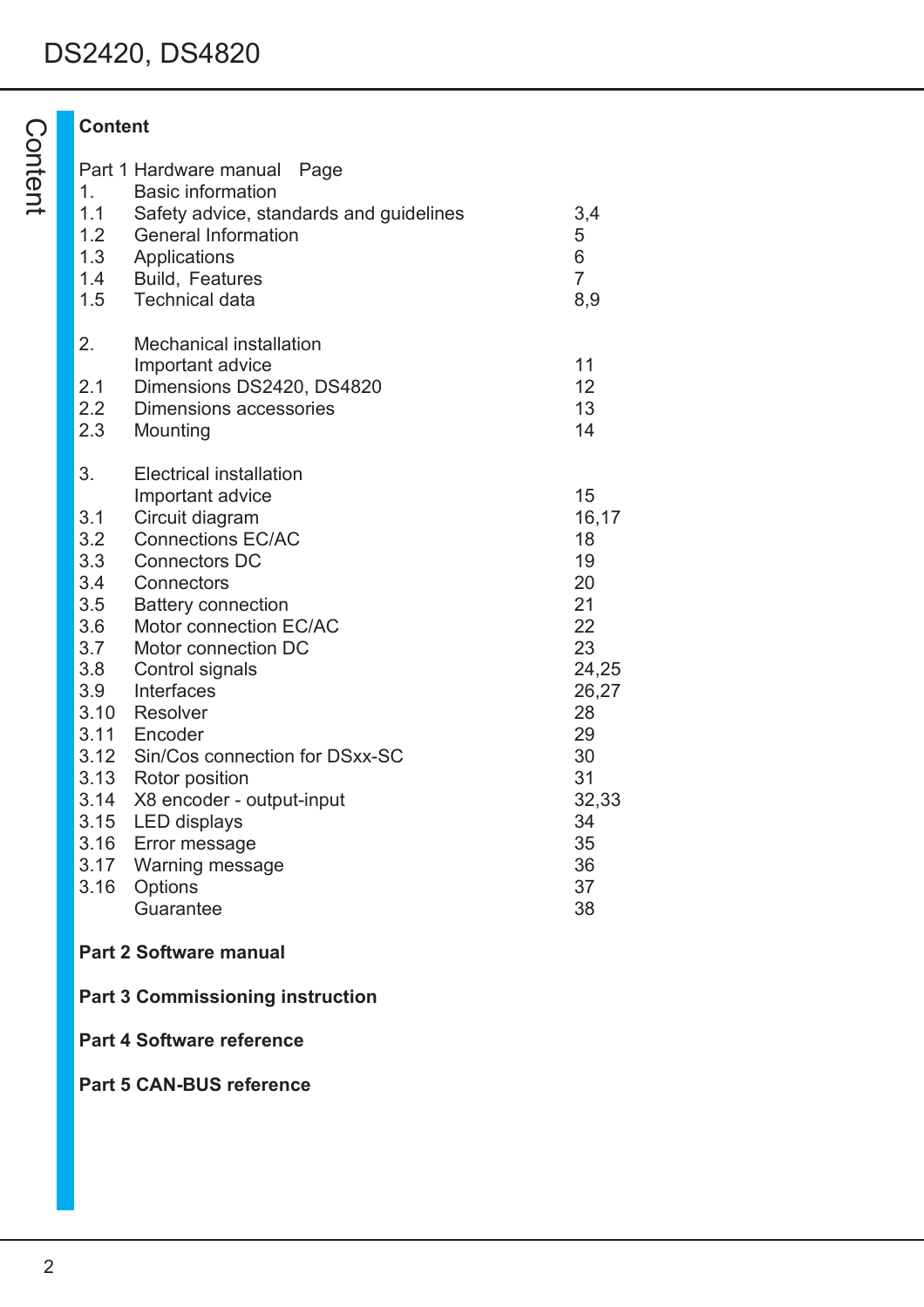## Content

| Part 1 Hardware manual | | Page |
|---|---|---|
| 1. | Basic information | |
| 1.1 | Safety advice, standards and guidelines | 3,4 |
| 1.2 | General Information | 5 |
| 1.3 | Applications | 6 |
| 1.4 | Build, Features | 7 |
| 1.5 | Technical data | 8,9 |
| | | |
| 2. | Mechanical installation | |
| | Important advice | 11 |
| 2.1 | Dimensions DS2420, DS4820 | 12 |
| 2.2 | Dimensions accessories | 13 |
| 2.3 | Mounting | 14 |
| | | |
| 3. | Electrical installation | |
| | Important advice | 15 |
| 3.1 | Circuit diagram | 16,17 |
| 3.2 | Connections EC/AC | 18 |
| 3.3 | Connectors DC | 19 |
| 3.4 | Connectors | 20 |
| 3.5 | Battery connection | 21 |
| 3.6 | Motor connection EC/AC | 22 |
| 3.7 | Motor connection DC | 23 |
| 3.8 | Control signals | 24,25 |
| 3.9 | Interfaces | 26,27 |
| 3.10 | Resolver | 28 |
| 3.11 | Encoder | 29 |
| 3.12 | Sin/Cos connection for DSxx-SC | 30 |
| 3.13 | Rotor position | 31 |
| 3.14 | X8 encoder - output-input | 32,33 |
| 3.15 | LED displays | 34 |
| 3.16 | Error message | 35 |
| 3.17 | Warning message | 36 |
| 3.16 | Options | 37 |
| | Guarantee | 38 |

**Part 2 Software manual**

**Part 3 Commissioning instruction**

**Part 4 Software reference**

**Part 5 CAN-BUS reference**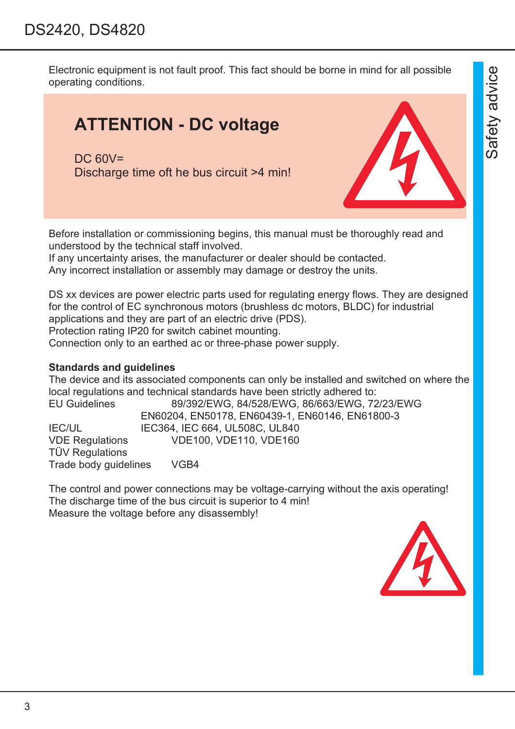Electronic equipment is not fault proof. This fact should be borne in mind for all possible operating conditions.

## ATTENTION - DC voltage

DC 60V=
Discharge time oft he bus circuit >4 min!

Before installation or commissioning begins, this manual must be thoroughly read and understood by the technical staff involved.
If any uncertainty arises, the manufacturer or dealer should be contacted.
Any incorrect installation or assembly may damage or destroy the units.

DS xx devices are power electric parts used for regulating energy flows. They are designed for the control of EC synchronous motors (brushless dc motors, BLDC) for industrial applications and they are part of an electric drive (PDS).
Protection rating IP20 for switch cabinet mounting.
Connection only to an earthed ac or three-phase power supply.

**Standards and guidelines**

The device and its associated components can only be installed and switched on where the local regulations and technical standards have been strictly adhered to:

| | |
|---|---|
| EU Guidelines | 89/392/EWG, 84/528/EWG, 86/663/EWG, 72/23/EWG |
| | EN60204, EN50178, EN60439-1, EN60146, EN61800-3 |
| IEC/UL | IEC364, IEC 664, UL508C, UL840 |
| VDE Regulations | VDE100, VDE110, VDE160 |
| TÜV Regulations | |
| Trade body guidelines | VGB4 |

The control and power connections may be voltage-carrying without the axis operating!
The discharge time of the bus circuit is superior to 4 min!
Measure the voltage before any disassembly!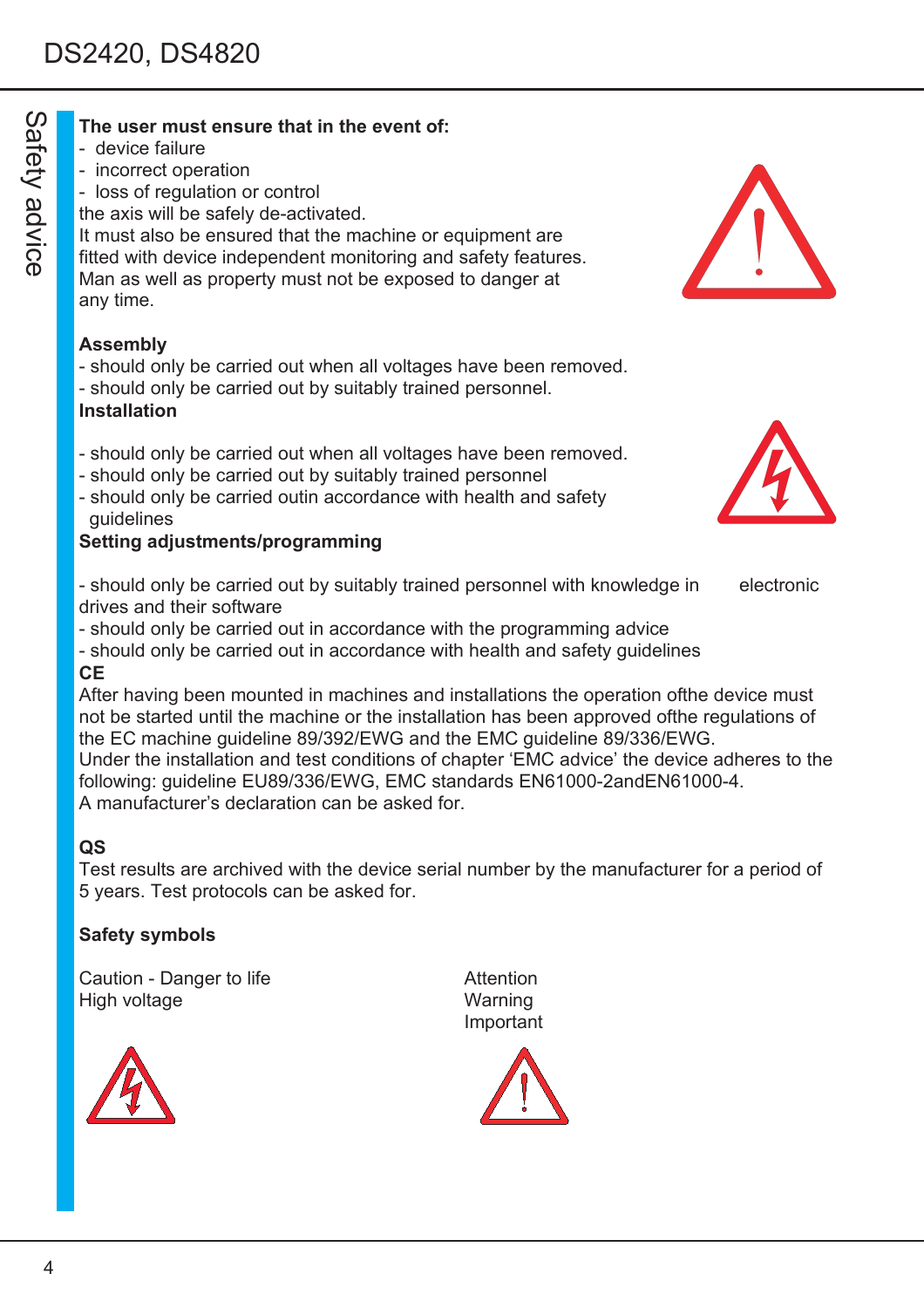**The user must ensure that in the event of:**

- device failure
- incorrect operation
- loss of regulation or control

the axis will be safely de-activated.
It must also be ensured that the machine or equipment are fitted with device independent monitoring and safety features.
Man as well as property must not be exposed to danger at any time.

**Assembly**

- should only be carried out when all voltages have been removed.
- should only be carried out by suitably trained personnel.

**Installation**

- should only be carried out when all voltages have been removed.
- should only be carried out by suitably trained personnel
- should only be carried outin accordance with health and safety guidelines

**Setting adjustments/programming**

- should only be carried out by suitably trained personnel with knowledge in electronic drives and their software
- should only be carried out in accordance with the programming advice
- should only be carried out in accordance with health and safety guidelines

**CE**

After having been mounted in machines and installations the operation ofthe device must not be started until the machine or the installation has been approved ofthe regulations of the EC machine guideline 89/392/EWG and the EMC guideline 89/336/EWG.
Under the installation and test conditions of chapter 'EMC advice' the device adheres to the following: guideline EU89/336/EWG, EMC standards EN61000-2andEN61000-4.
A manufacturer's declaration can be asked for.

**QS**

Test results are archived with the device serial number by the manufacturer for a period of 5 years. Test protocols can be asked for.

**Safety symbols**

Caution - Danger to life
High voltage

Attention
Warning
Important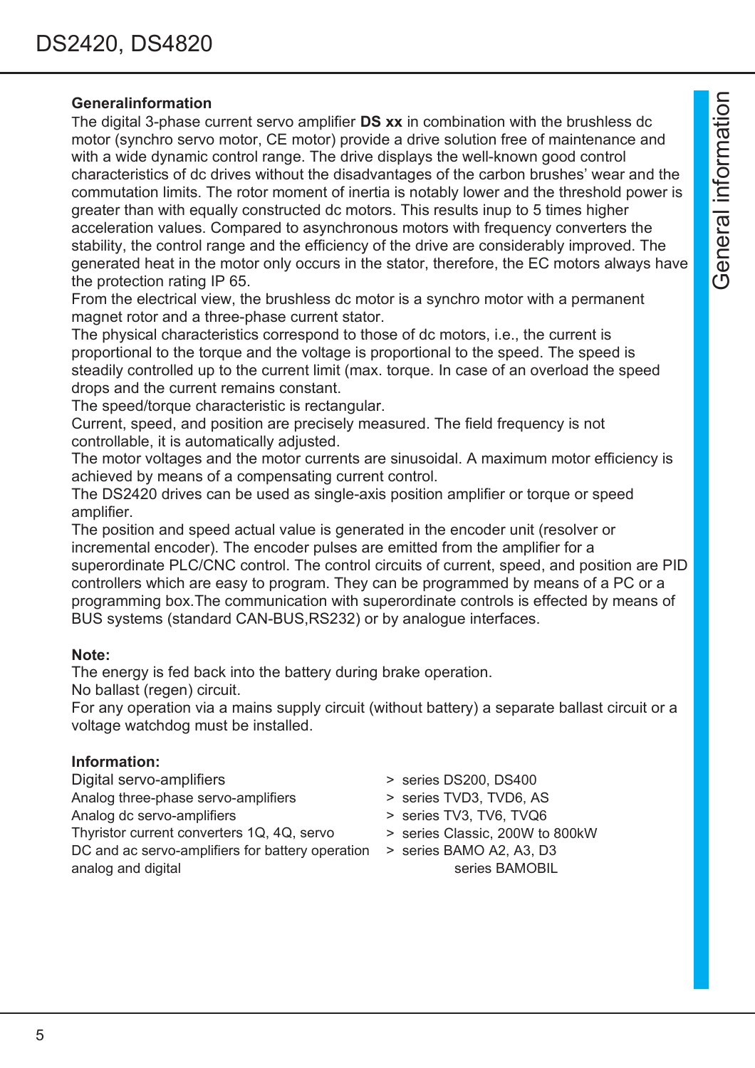**Generalinformation**

The digital 3-phase current servo amplifier **DS xx** in combination with the brushless dc motor (synchro servo motor, CE motor) provide a drive solution free of maintenance and with a wide dynamic control range. The drive displays the well-known good control characteristics of dc drives without the disadvantages of the carbon brushes' wear and the commutation limits. The rotor moment of inertia is notably lower and the threshold power is greater than with equally constructed dc motors. This results inup to 5 times higher acceleration values. Compared to asynchronous motors with frequency converters the stability, the control range and the efficiency of the drive are considerably improved. The generated heat in the motor only occurs in the stator, therefore, the EC motors always have the protection rating IP 65.

From the electrical view, the brushless dc motor is a synchro motor with a permanent magnet rotor and a three-phase current stator.

The physical characteristics correspond to those of dc motors, i.e., the current is proportional to the torque and the voltage is proportional to the speed. The speed is steadily controlled up to the current limit (max. torque. In case of an overload the speed drops and the current remains constant.

The speed/torque characteristic is rectangular.

Current, speed, and position are precisely measured. The field frequency is not controllable, it is automatically adjusted.

The motor voltages and the motor currents are sinusoidal. A maximum motor efficiency is achieved by means of a compensating current control.

The DS2420 drives can be used as single-axis position amplifier or torque or speed amplifier.

The position and speed actual value is generated in the encoder unit (resolver or incremental encoder). The encoder pulses are emitted from the amplifier for a superordinate PLC/CNC control. The control circuits of current, speed, and position are PID controllers which are easy to program. They can be programmed by means of a PC or a programming box.The communication with superordinate controls is effected by means of BUS systems (standard CAN-BUS,RS232) or by analogue interfaces.

**Note:**

The energy is fed back into the battery during brake operation.

No ballast (regen) circuit.

For any operation via a mains supply circuit (without battery) a separate ballast circuit or a voltage watchdog must be installed.

**Information:**

| | |
|---|---|
| Digital servo-amplifiers | > series DS200, DS400 |
| Analog three-phase servo-amplifiers | > series TVD3, TVD6, AS |
| Analog dc servo-amplifiers | > series TV3, TV6, TVQ6 |
| Thyristor current converters 1Q, 4Q, servo | > series Classic, 200W to 800kW |
| DC and ac servo-amplifiers for battery operation analog and digital | > series BAMO A2, A3, D3 series BAMOBIL |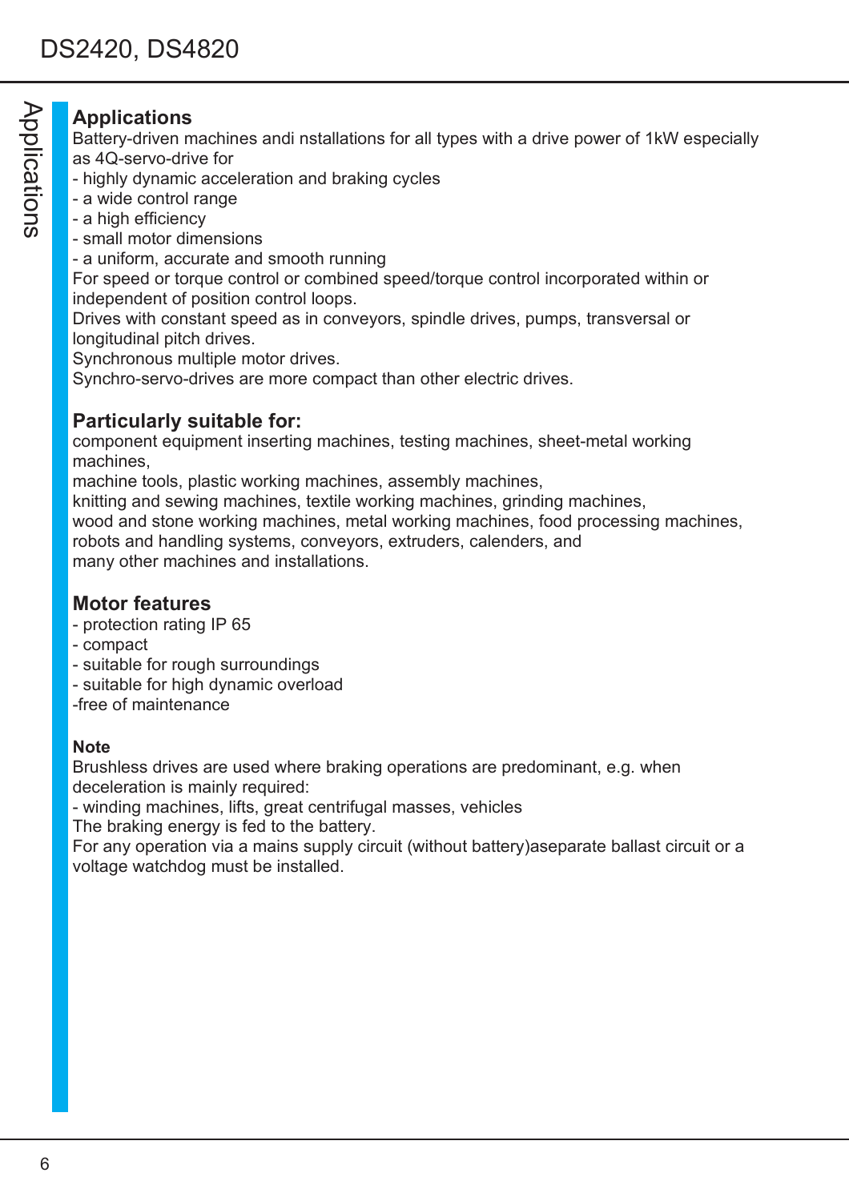## Applications

Battery-driven machines andi nstallations for all types with a drive power of 1kW especially as 4Q-servo-drive for

- highly dynamic acceleration and braking cycles
- a wide control range
- a high efficiency
- small motor dimensions
- a uniform, accurate and smooth running

For speed or torque control or combined speed/torque control incorporated within or independent of position control loops.

Drives with constant speed as in conveyors, spindle drives, pumps, transversal or longitudinal pitch drives.

Synchronous multiple motor drives.

Synchro-servo-drives are more compact than other electric drives.

## Particularly suitable for:

component equipment inserting machines, testing machines, sheet-metal working machines,
machine tools, plastic working machines, assembly machines,
knitting and sewing machines, textile working machines, grinding machines,
wood and stone working machines, metal working machines, food processing machines,
robots and handling systems, conveyors, extruders, calenders, and
many other machines and installations.

## Motor features

- protection rating IP 65
- compact
- suitable for rough surroundings
- suitable for high dynamic overload
- free of maintenance

### Note

Brushless drives are used where braking operations are predominant, e.g. when deceleration is mainly required:

- winding machines, lifts, great centrifugal masses, vehicles

The braking energy is fed to the battery.

For any operation via a mains supply circuit (without battery)aseparate ballast circuit or a voltage watchdog must be installed.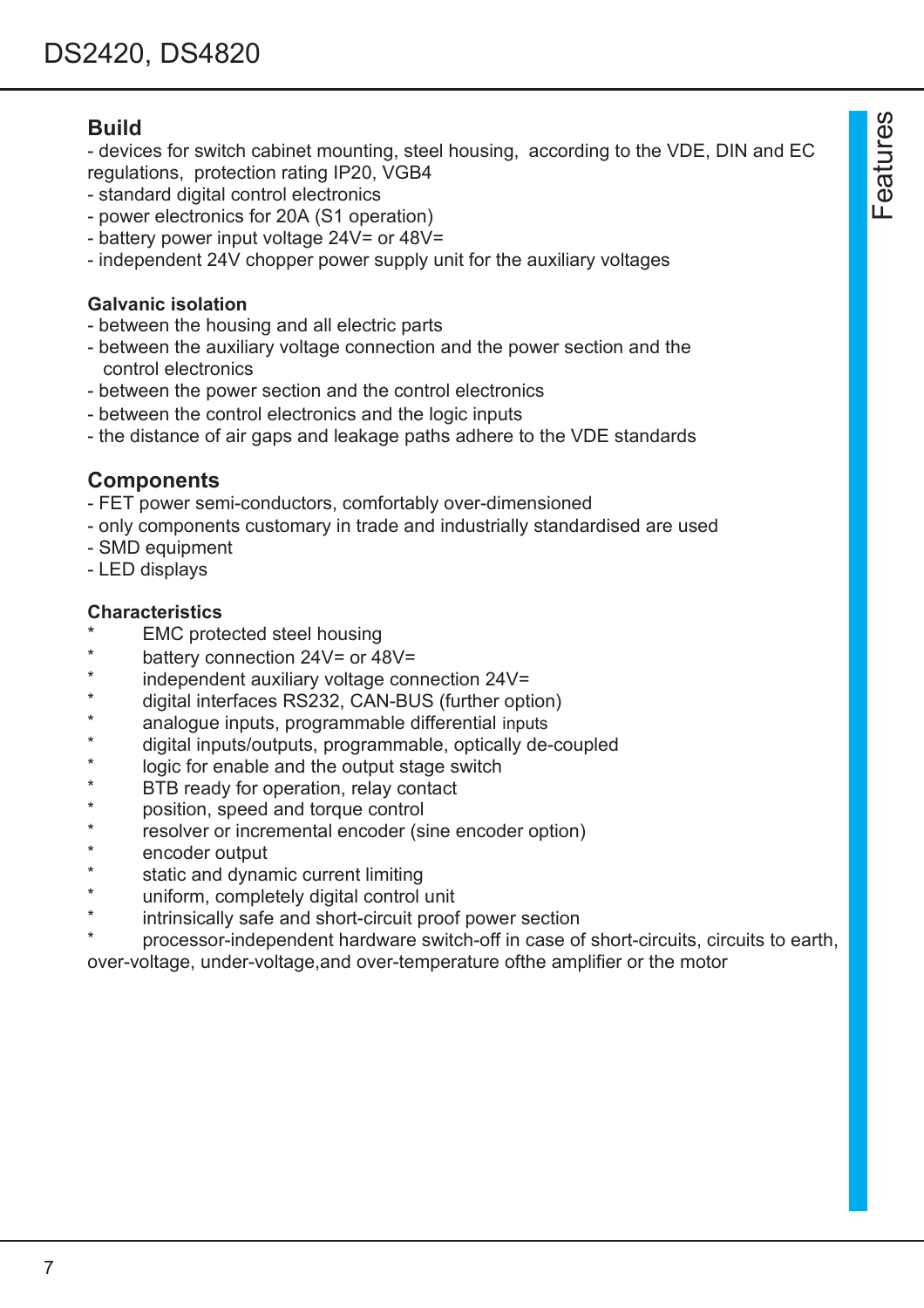## Build

- devices for switch cabinet mounting, steel housing, according to the VDE, DIN and EC regulations, protection rating IP20, VGB4
- standard digital control electronics
- power electronics for 20A (S1 operation)
- battery power input voltage 24V= or 48V=
- independent 24V chopper power supply unit for the auxiliary voltages

### Galvanic isolation

- between the housing and all electric parts
- between the auxiliary voltage connection and the power section and the control electronics
- between the power section and the control electronics
- between the control electronics and the logic inputs
- the distance of air gaps and leakage paths adhere to the VDE standards

## Components

- FET power semi-conductors, comfortably over-dimensioned
- only components customary in trade and industrially standardised are used
- SMD equipment
- LED displays

### Characteristics

* EMC protected steel housing
* battery connection 24V= or 48V=
* independent auxiliary voltage connection 24V=
* digital interfaces RS232, CAN-BUS (further option)
* analogue inputs, programmable differential inputs
* digital inputs/outputs, programmable, optically de-coupled
* logic for enable and the output stage switch
* BTB ready for operation, relay contact
* position, speed and torque control
* resolver or incremental encoder (sine encoder option)
* encoder output
* static and dynamic current limiting
* uniform, completely digital control unit
* intrinsically safe and short-circuit proof power section
* processor-independent hardware switch-off in case of short-circuits, circuits to earth, over-voltage, under-voltage,and over-temperature ofthe amplifier or the motor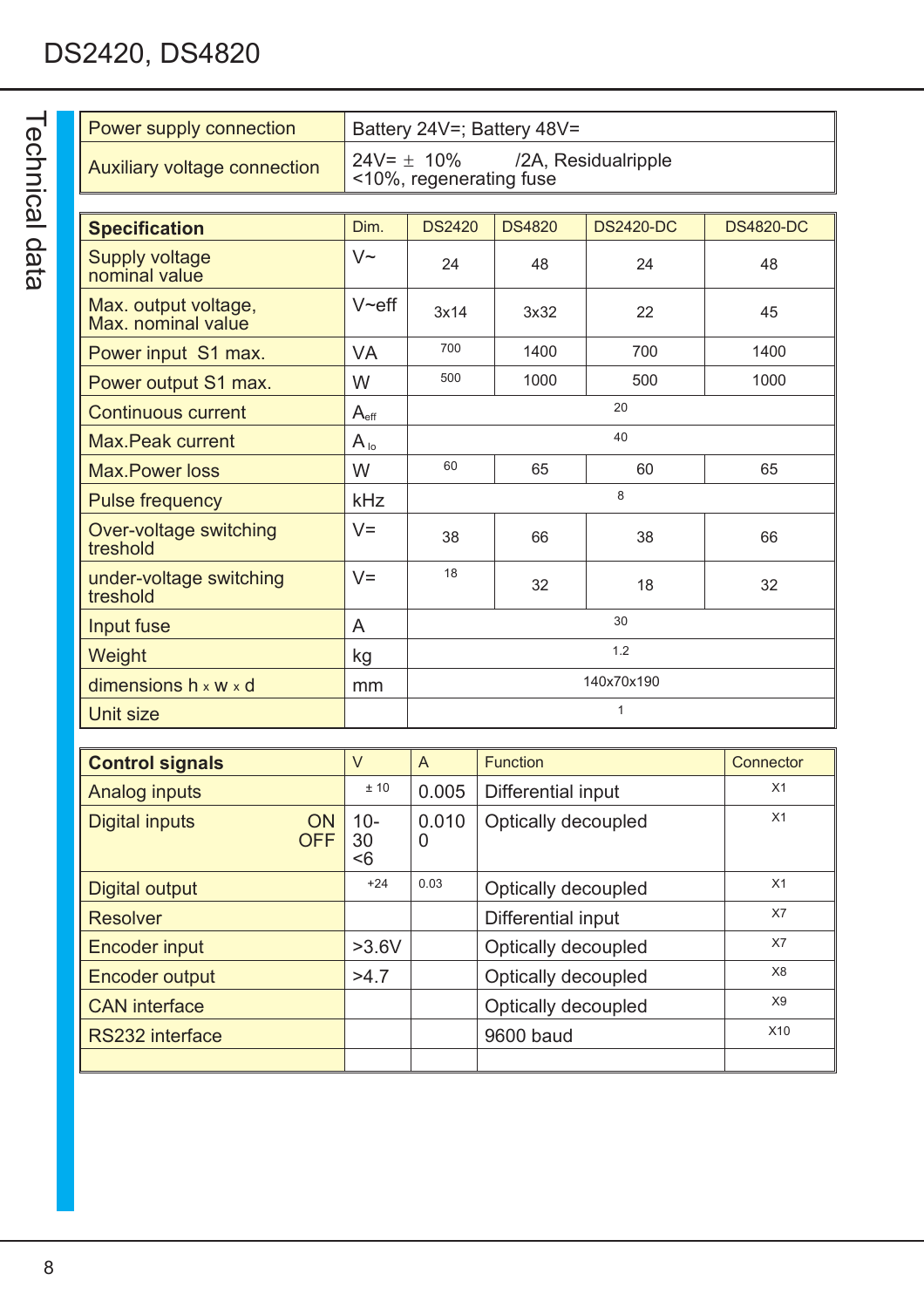# DS2420, DS4820

## Technical data

| Power supply connection | Battery 24V=; Battery 48V= |
|---|---|
| Auxiliary voltage connection | 24V= ± 10% /2A, Residualripple <10%, regenerating fuse |

| Specification | Dim. | DS2420 | DS4820 | DS2420-DC | DS4820-DC |
|---|---|---|---|---|---|
| Supply voltage nominal value | V~ | 24 | 48 | 24 | 48 |
| Max. output voltage, Max. nominal value | V~eff | 3x14 | 3x32 | 22 | 45 |
| Power input S1 max. | VA | 700 | 1400 | 700 | 1400 |
| Power output S1 max. | W | 500 | 1000 | 500 | 1000 |
| Continuous current | $A_{eff}$ | 20 | | | |
| Max.Peak current | $A_{lo}$ | 40 | | | |
| Max.Power loss | W | 60 | 65 | 60 | 65 |
| Pulse frequency | kHz | 8 | | | |
| Over-voltage switching treshold | V= | 38 | 66 | 38 | 66 |
| under-voltage switching treshold | V= | 18 | 32 | 18 | 32 |
| Input fuse | A | 30 | | | |
| Weight | kg | 1.2 | | | |
| dimensions h x w x d | mm | 140x70x190 | | | |
| Unit size | | 1 | | | |

| Control signals | V | A | Function | Connector |
|---|---|---|---|---|
| Analog inputs | ± 10 | 0.005 | Differential input | X1 |
| Digital inputs ON / OFF | 10-30 / <6 | 0.010 / 0 | Optically decoupled | X1 |
| Digital output | +24 | 0.03 | Optically decoupled | X1 |
| Resolver | | | Differential input | X7 |
| Encoder input | >3.6V | | Optically decoupled | X7 |
| Encoder output | >4.7 | | Optically decoupled | X8 |
| CAN interface | | | Optically decoupled | X9 |
| RS232 interface | | | 9600 baud | X10 |
| | | | | |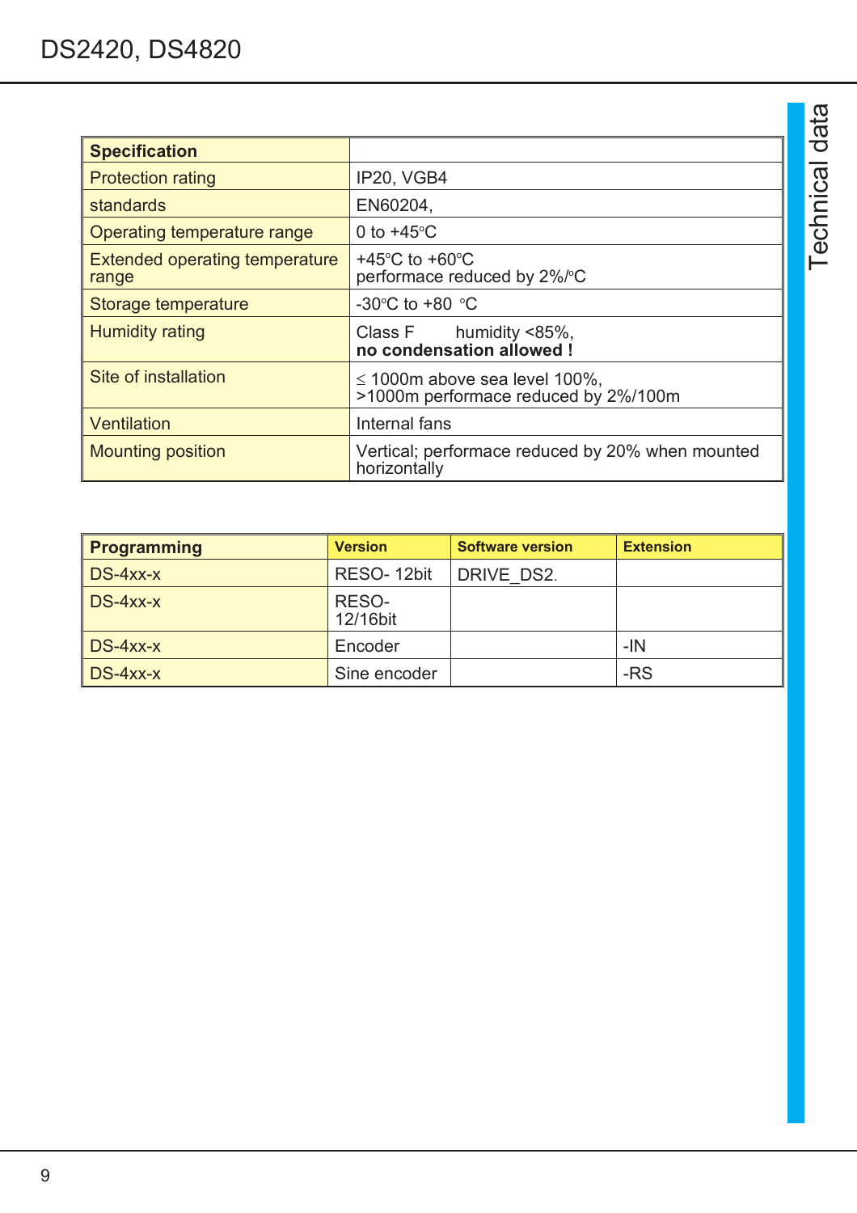| Specification | |
|---|---|
| Protection rating | IP20, VGB4 |
| standards | EN60204, |
| Operating temperature range | 0 to +45°C |
| Extended operating temperature range | +45°C to +60°C<br>performace reduced by 2%/°C |
| Storage temperature | -30°C to +80 °C |
| Humidity rating | Class F humidity <85%,<br>**no condensation allowed !** |
| Site of installation | ≤ 1000m above sea level 100%,<br>>1000m performace reduced by 2%/100m |
| Ventilation | Internal fans |
| Mounting position | Vertical; performace reduced by 20% when mounted horizontally |

| Programming | Version | Software version | Extension |
|---|---|---|---|
| DS-4xx-x | RESO- 12bit | DRIVE_DS2. | |
| DS-4xx-x | RESO-12/16bit | | |
| DS-4xx-x | Encoder | | -IN |
| DS-4xx-x | Sine encoder | | -RS |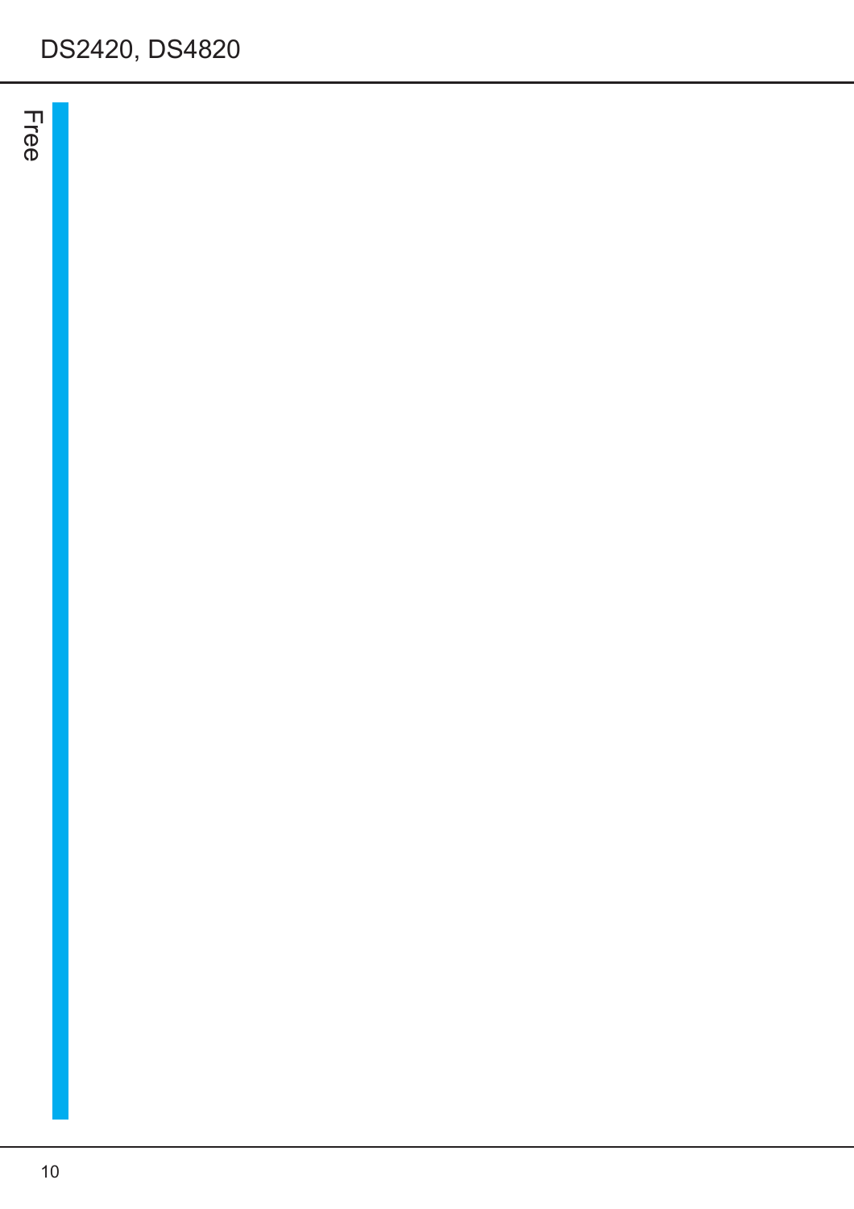Free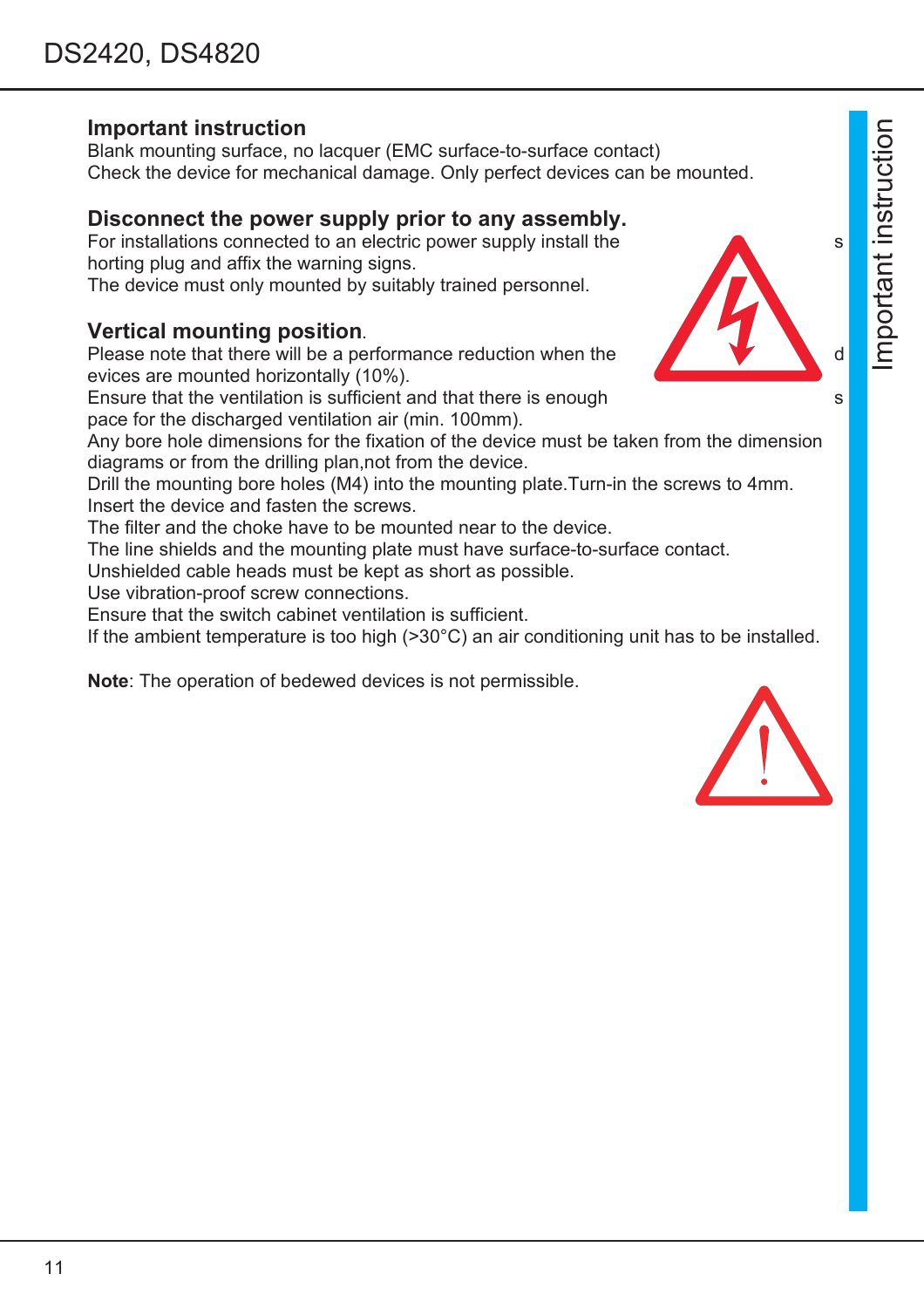## Important instruction

Blank mounting surface, no lacquer (EMC surface-to-surface contact)
Check the device for mechanical damage. Only perfect devices can be mounted.

## Disconnect the power supply prior to any assembly.

For installations connected to an electric power supply install the s horting plug and affix the warning signs.
The device must only mounted by suitably trained personnel.

## Vertical mounting position.

Please note that there will be a performance reduction when the d evices are mounted horizontally (10%).
Ensure that the ventilation is sufficient and that there is enough s pace for the discharged ventilation air (min. 100mm).
Any bore hole dimensions for the fixation of the device must be taken from the dimension diagrams or from the drilling plan,not from the device.
Drill the mounting bore holes (M4) into the mounting plate.Turn-in the screws to 4mm.
Insert the device and fasten the screws.
The filter and the choke have to be mounted near to the device.
The line shields and the mounting plate must have surface-to-surface contact.
Unshielded cable heads must be kept as short as possible.
Use vibration-proof screw connections.
Ensure that the switch cabinet ventilation is sufficient.
If the ambient temperature is too high (>30°C) an air conditioning unit has to be installed.

**Note**: The operation of bedewed devices is not permissible.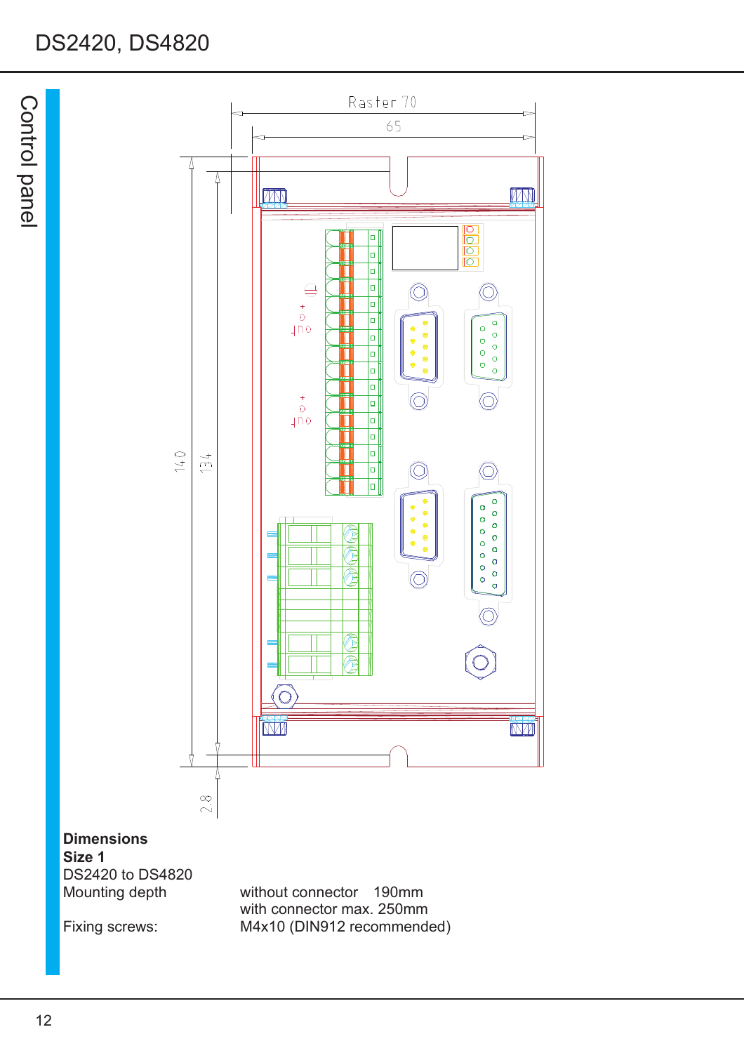**Dimensions**
**Size 1**
DS2420 to DS4820

| | |
|---|---|
| Mounting depth | without connector 190mm<br>with connector max. 250mm |
| Fixing screws: | M4x10 (DIN912 recommended) |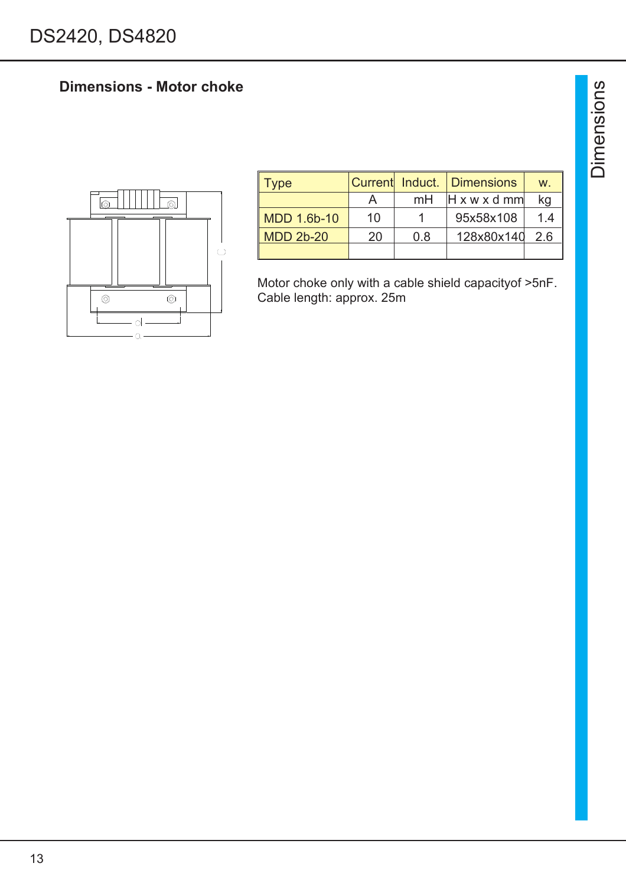## Dimensions - Motor choke

| Type | Current | Induct. | Dimensions | w. |
|---|---|---|---|---|
| | A | mH | H x w x d mm | kg |
| MDD 1.6b-10 | 10 | 1 | 95x58x108 | 1.4 |
| MDD 2b-20 | 20 | 0.8 | 128x80x140 | 2.6 |
| | | | | |

Motor choke only with a cable shield capacityof >5nF.
Cable length: approx. 25m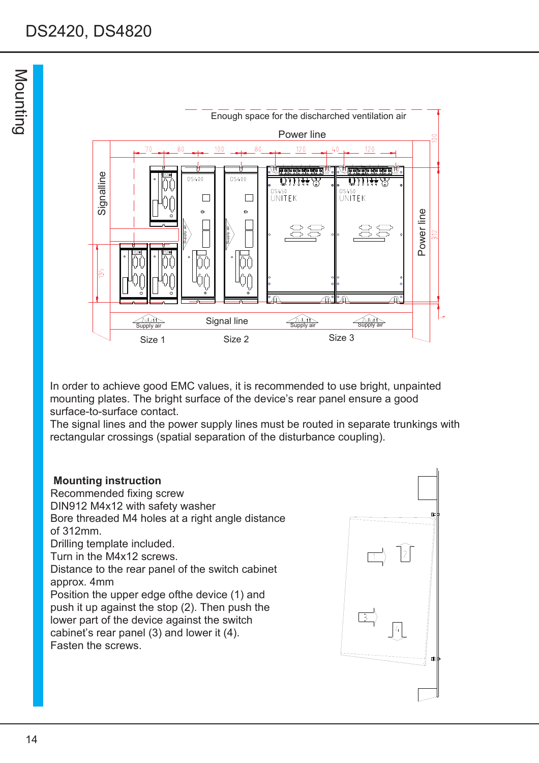# Mounting

In order to achieve good EMC values, it is recommended to use bright, unpainted mounting plates. The bright surface of the device's rear panel ensure a good surface-to-surface contact.
The signal lines and the power supply lines must be routed in separate trunkings with rectangular crossings (spatial separation of the disturbance coupling).

**Mounting instruction**

Recommended fixing screw
DIN912 M4x12 with safety washer
Bore threaded M4 holes at a right angle distance of 312mm.
Drilling template included.
Turn in the M4x12 screws.
Distance to the rear panel of the switch cabinet approx. 4mm
Position the upper edge ofthe device (1) and push it up against the stop (2). Then push the lower part of the device against the switch cabinet's rear panel (3) and lower it (4).
Fasten the screws.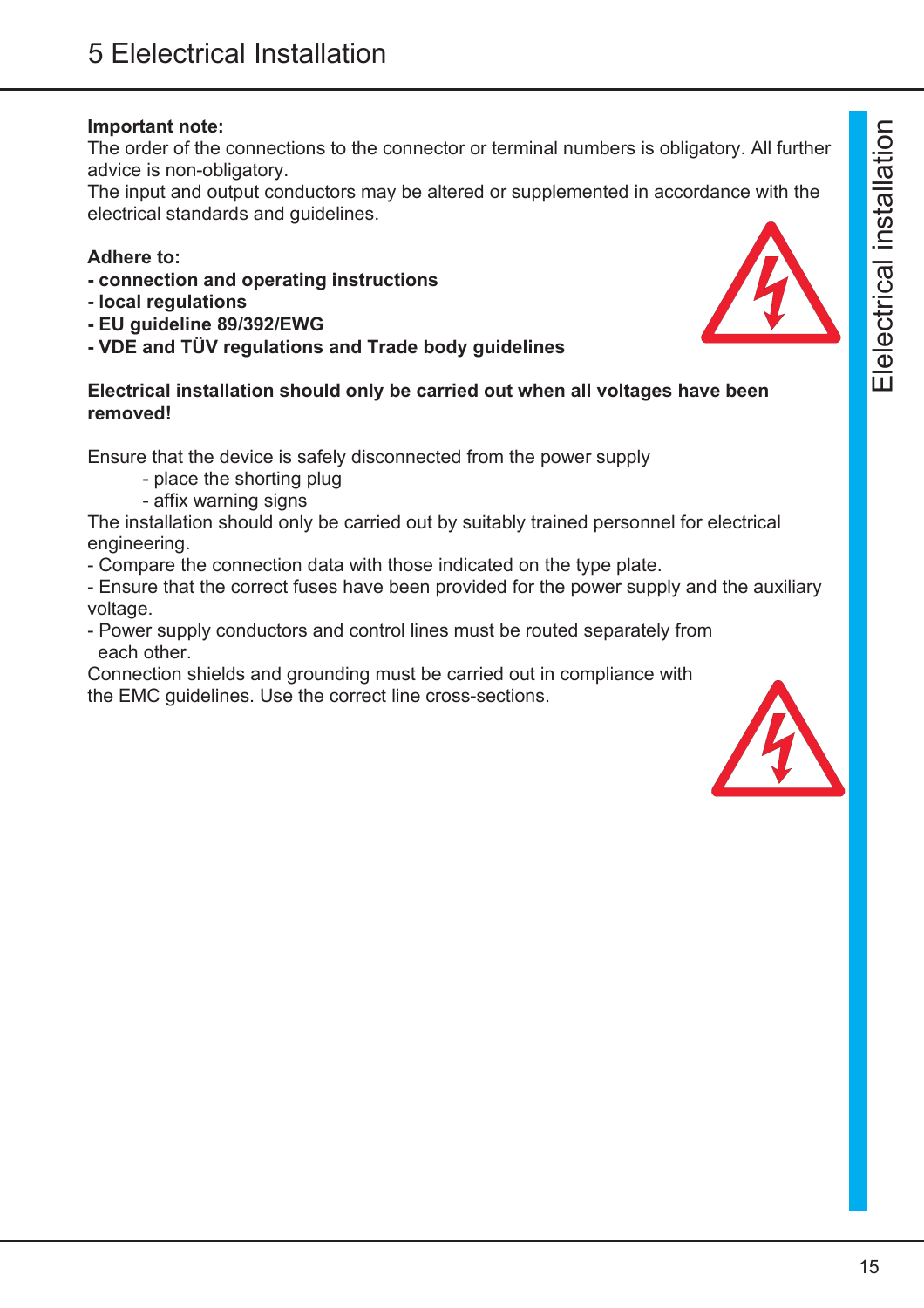# 5 Elelectrical Installation

**Important note:**
The order of the connections to the connector or terminal numbers is obligatory. All further advice is non-obligatory.
The input and output conductors may be altered or supplemented in accordance with the electrical standards and guidelines.

**Adhere to:**
**- connection and operating instructions**
**- local regulations**
**- EU guideline 89/392/EWG**
**- VDE and TÜV regulations and Trade body guidelines**

**Electrical installation should only be carried out when all voltages have been removed!**

Ensure that the device is safely disconnected from the power supply
- place the shorting plug
- affix warning signs

The installation should only be carried out by suitably trained personnel for electrical engineering.
- Compare the connection data with those indicated on the type plate.
- Ensure that the correct fuses have been provided for the power supply and the auxiliary voltage.
- Power supply conductors and control lines must be routed separately from each other.

Connection shields and grounding must be carried out in compliance with the EMC guidelines. Use the correct line cross-sections.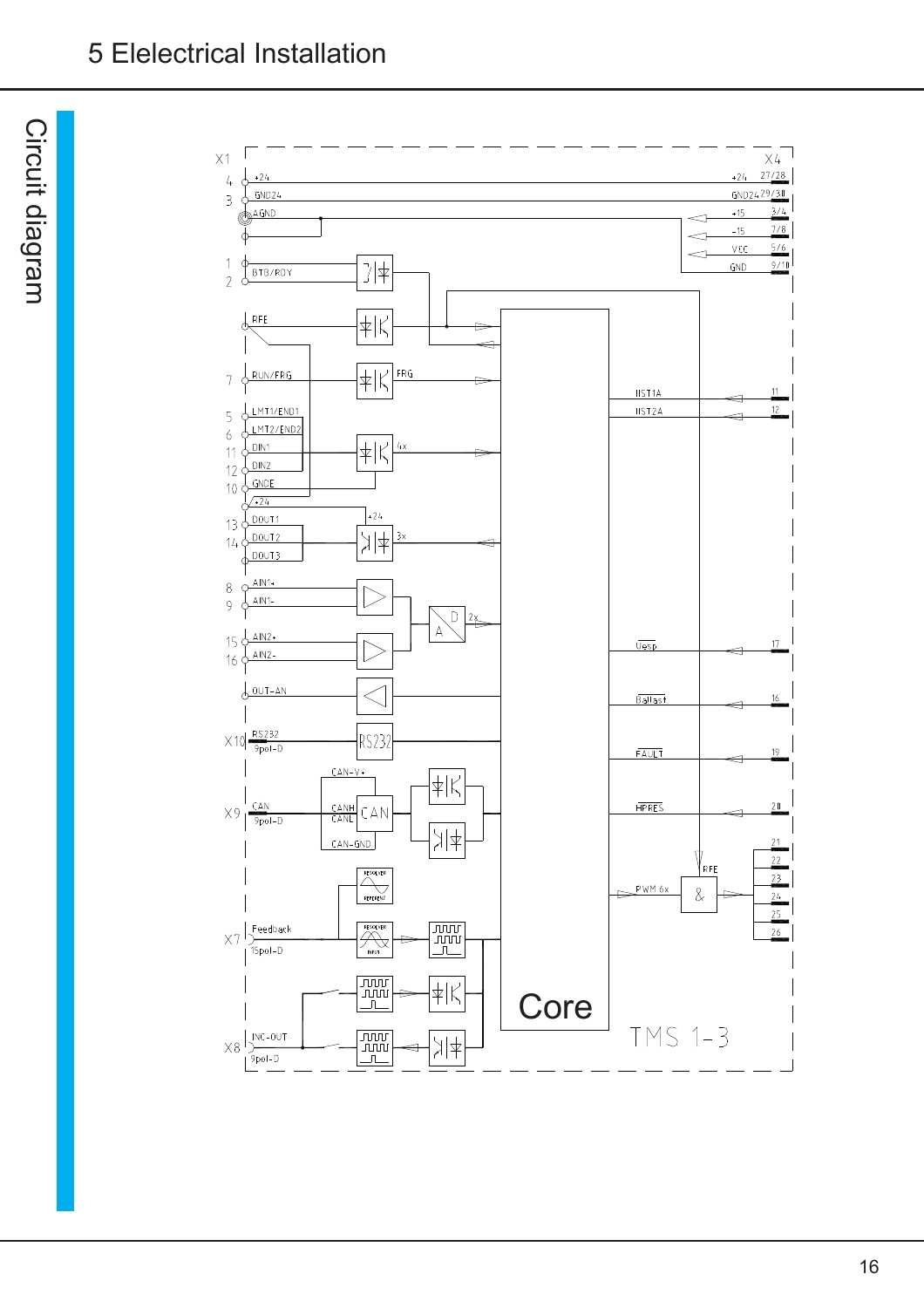## Circuit diagram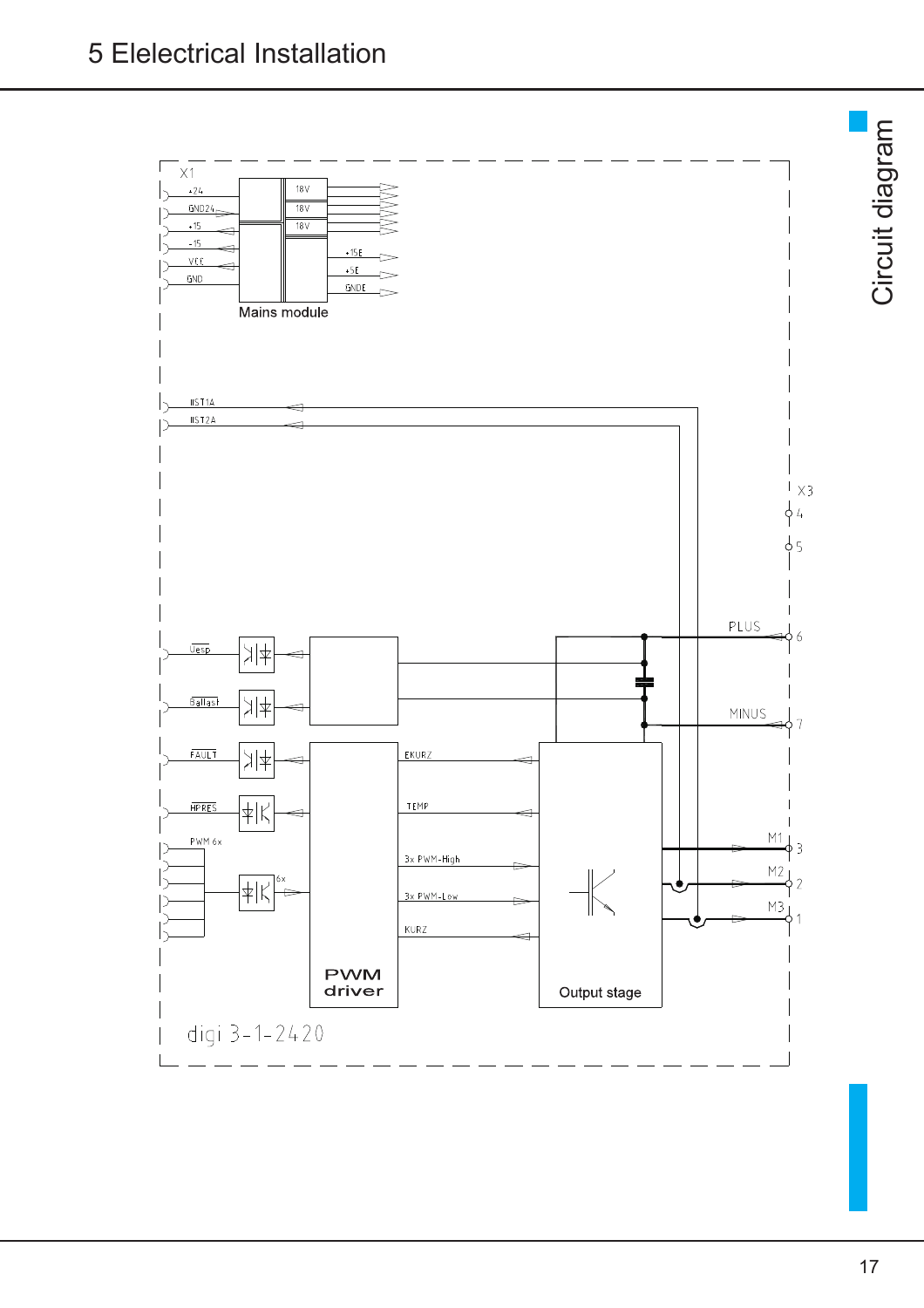# Circuit diagram

X1

+24

GND24

+15

-15

VCC

GND

18V

18V

18V

+15E

+5E

GNDE

Mains module

IIST1A

IIST2A

X3

4

5

Uesp

Ballast

FAULT

HPRES

PWM 6x

6x

PLUS

6

MINUS

7

EKURZ

TEMP

3x PWM-High

3x PWM-Low

KURZ

M1

3

M2

2

M3

1

PWM driver

Output stage

digi 3-1-2420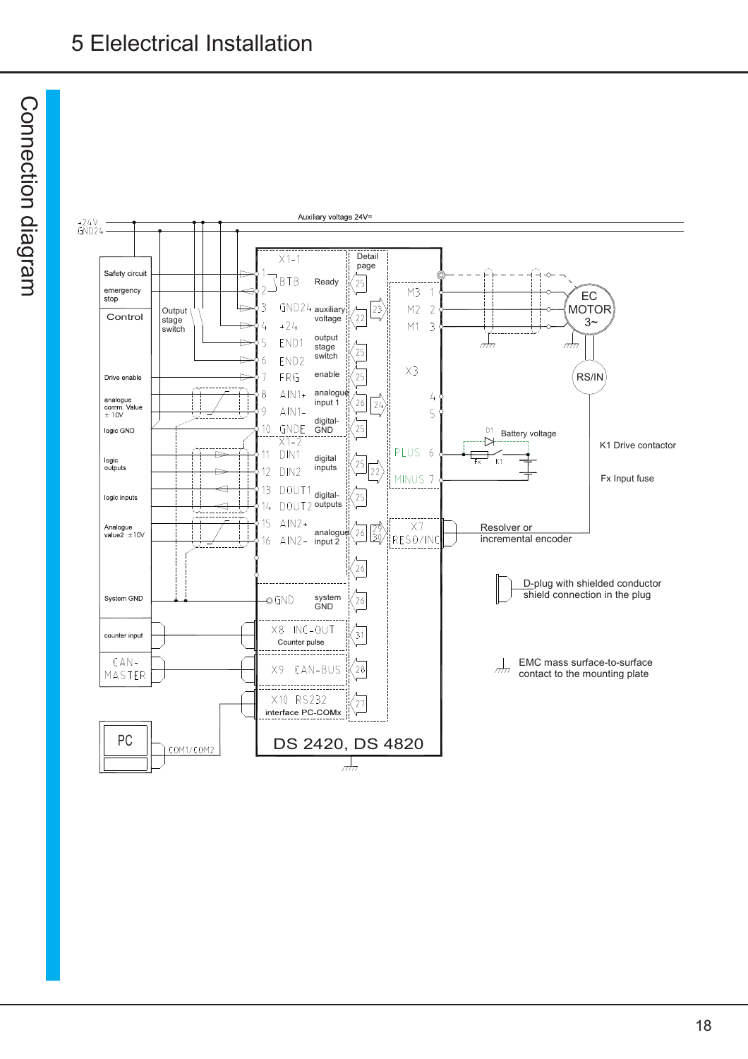# 5 Elelectrical Installation

## Connection diagram

Auxiliary voltage 24V=

+24V
GND24

Safety circuit
emergency stop

Control

Output stage switch

Drive enable

analogue comm. Value ± 10V

logic GND

logic outputs

logic inputs

Analogue value2 ±10V

System GND

counter input

CAN-MASTER

PC

COM1/COM2

X1-1

| Pin | Signal | Description | Detail page |
|---|---|---|---|
| 1, 2 | BTB | Ready | 25 |
| 3 | GND24 | auxiliary voltage | 22, 23 |
| 4 | +24 | | |
| 5 | END1 | output stage switch | 25 |
| 6 | END2 | | |
| 7 | FRG | enable | 25 |
| 8 | AIN1+ | analogue input 1 | 26, 24 |
| 9 | AIN1- | | |
| 10 | GNDE | digital-GND | 25 |

X1-2

| Pin | Signal | Description | Detail page |
|---|---|---|---|
| 11 | DIN1 | digital inputs | 25, 22 |
| 12 | DIN2 | | |
| 13 | DOUT1 | digital-outputs | 25 |
| 14 | DOUT2 | | |
| 15 | AIN2+ | analogue input 2 | 26, 29, 30 |
| 16 | AIN2- | | |

| | | Detail page |
|---|---|---|
| | | 26 |
| GND | system GND | 26 |
| X8 INC-OUT | Counter pulse | 31 |
| X9 CAN-BUS | | 28 |
| X10 RS232 | interface PC-COMx | 27 |

X3: M3 1, M2 2, M1 3, 4, 5, PLUS 6, MINUS 7

X7 RESO/INC

EC MOTOR 3~

RS/IN

Battery voltage

K1 Drive contactor

Fx Input fuse

Resolver or incremental encoder

D-plug with shielded conductor shield connection in the plug

EMC mass surface-to-surface contact to the mounting plate

DS 2420, DS 4820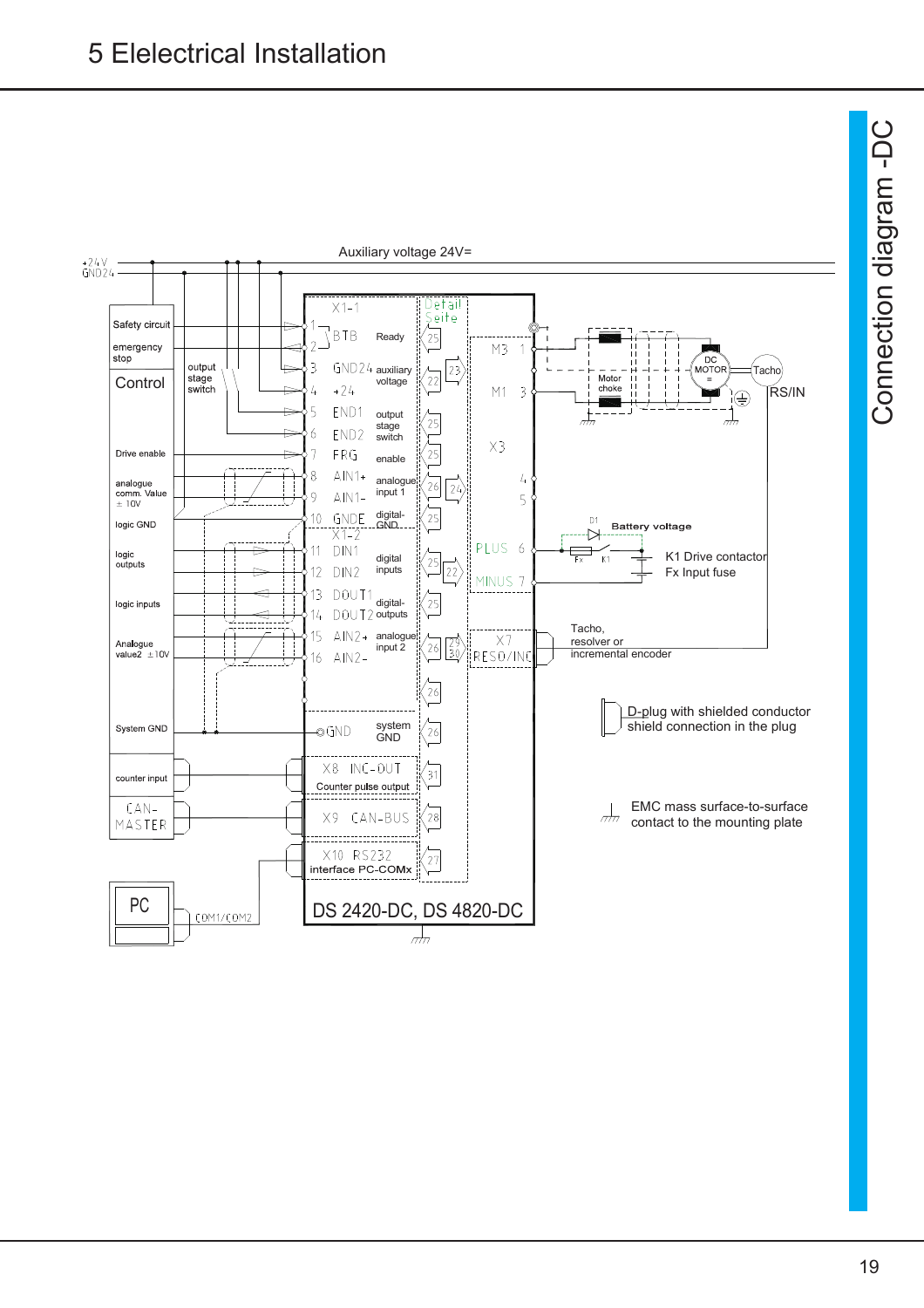# 5 Elelectrical Installation

## Connection diagram -DC

Auxiliary voltage 24V=

+24V
GND24

Safety circuit

emergency stop

Control

output stage switch

Drive enable

analogue comm. Value ± 10V

logic GND

logic outputs

logic inputs

Analogue value2 ±10V

System GND

counter input

CAN-MASTER

PC

COM1/COM2

X1-1

1 BTB — Ready

2

3 GND24 — auxiliary voltage

4 +24

5 END1 — output stage switch

6 END2

7 FRG — enable

8 AIN1+ — analogue input 1

9 AIN1-

10 GNDE — digital-GND

X1-2

11 DIN1 — digital inputs

12 DIN2

13 DOUT1 — digital-outputs

14 DOUT2

15 AIN2+ — analogue input 2

16 AIN2-

GND — system GND

X8 INC-OUT — Counter pulse output

X9 CAN-BUS

X10 RS232 — interface PC-COMx

Detail Seite: 25, 22, 23, 25, 25, 26, 24, 25, 25, 22, 25, 26, 29, 30, 26, 26, 31, 28, 27

M3 1

M1 3

X3

4

5

PLUS 6

MINUS 7

X7 RESO/INC

DS 2420-DC, DS 4820-DC

Motor choke

DC MOTOR

Tacho

RS/IN

D1 — Battery voltage

Fx K1

K1 Drive contactor
Fx Input fuse

Tacho, resolver or incremental encoder

D-plug with shielded conductor shield connection in the plug

EMC mass surface-to-surface contact to the mounting plate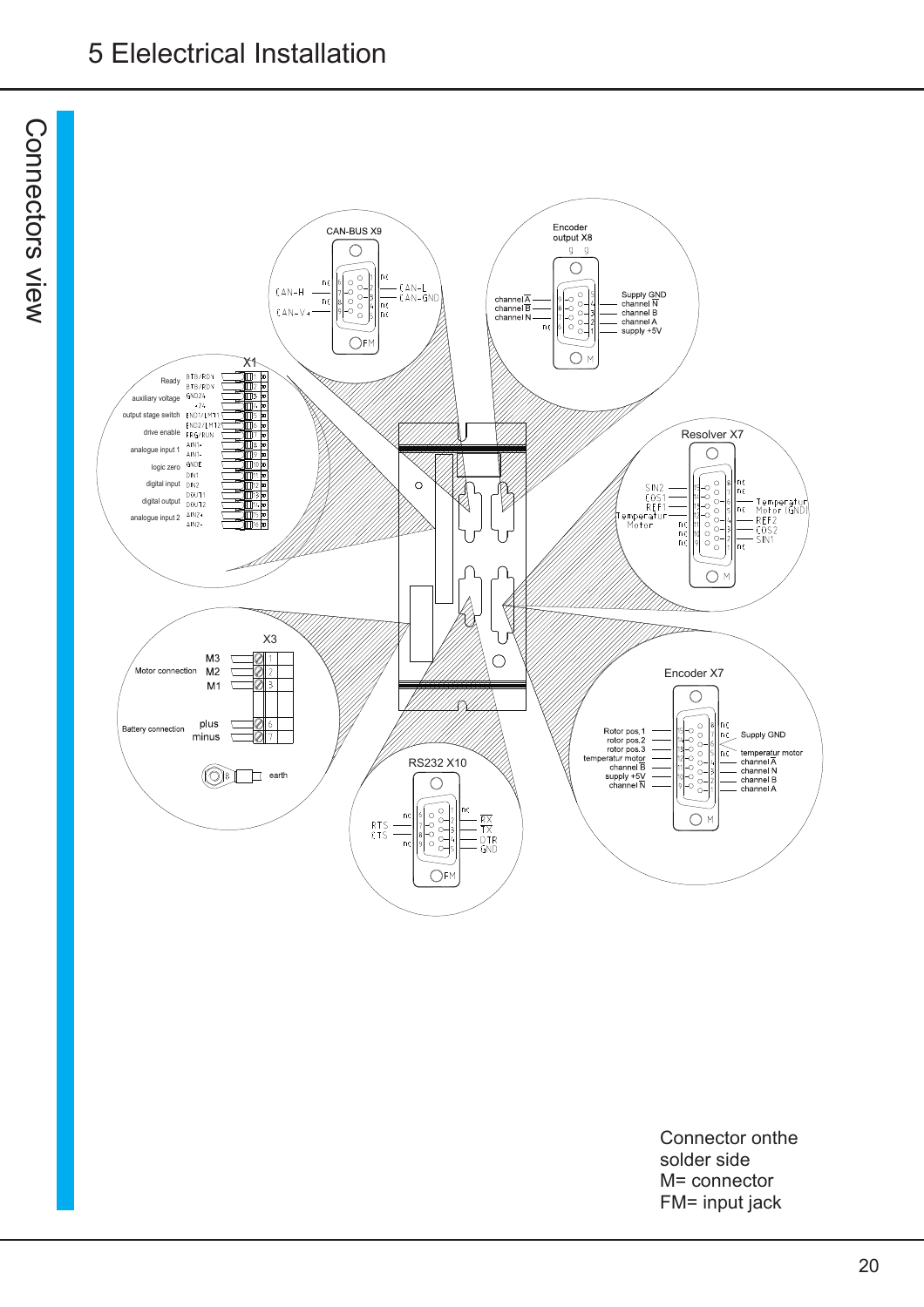# 5 Elelectrical Installation

## Connectors view

CAN-BUS X9

| Signal | Pin |
| --- | --- |
| nc | 6 |
| CAN-H | 7 |
| nc | 8 |
| CAN-V+ | 9 |
| nc | 1 |
| CAN-L | 2 |
| CAN-GND | 3 |
| nc | 4 |
| nc | 5 |

FM

Encoder output X8

| Signal | Pin |
| --- | --- |
| channel A̅ | 9 |
| channel B̅ | 8 |
| channel N | 7 |
| nc | 6 |
| Supply GND | 5 |
| channel N̅ | 4 |
| channel B | 3 |
| channel A | 2 |
| supply +5V | 1 |

M

X1

| Function | Signal | Pin |
| --- | --- | --- |
| Ready | BTB/RDY | 1 |
| | BTB/RDY | 2 |
| auxiliary voltage | GND24 | 3 |
| | +24 | 4 |
| output stage switch | END1/LMT1 | 5 |
| | END2/LMT2 | 6 |
| drive enable | FRG/RUN | 7 |
| analogue input 1 | AIN1+ | 8 |
| | AIN1- | 9 |
| logic zero | GNDE | 10 |
| digital input | DIN1 | 11 |
| | DIN2 | 12 |
| digital output | DOUT1 | 13 |
| | DOUT2 | 14 |
| analogue input 2 | AIN2+ | 15 |
| | AIN2- | 16 |

Resolver X7

| Signal | Pin |
| --- | --- |
| SIN2 | 14 |
| COS1 | 13 |
| REF1 | 12 |
| Temperatur Motor | 11 |
| nc | 10 |
| nc | 9 |
| nc | 15 |
| nc | 8 |
| nc | 7 |
| Temperatur Motor (GND) | 6 |
| nc | 5 |
| REF2 | 4 |
| COS2 | 3 |
| SIN1 | 2 |
| nc | 1 |

M

X3

| Function | Signal | Pin |
| --- | --- | --- |
| Motor connection | M3 | 1 |
| | M2 | 2 |
| | M1 | 3 |
| Battery connection | plus | 6 |
| | minus | 7 |
| earth | | 8 |

Encoder X7

| Signal | Pin |
| --- | --- |
| Rotor pos.1 | 15 |
| rotor pos.2 | 14 |
| rotor pos.3 | 13 |
| temperatur motor | 12 |
| channel B̅ | 11 |
| supply +5V | 10 |
| channel N̅ | 9 |
| nc | 8 |
| nc | 7 |
| Supply GND | 6 |
| nc | 5 |
| temperatur motor | 5 |
| channel A̅ | 4 |
| channel N | 3 |
| channel B | 2 |
| channel A | 1 |

M

RS232 X10

| Signal | Pin |
| --- | --- |
| nc | 6 |
| RTS | 7 |
| CTS | 8 |
| nc | 9 |
| nc | 1 |
| RX̅ | 2 |
| TX̅ | 3 |
| DTR | 4 |
| GND | 5 |

FM

Connector onthe solder side
M= connector
FM= input jack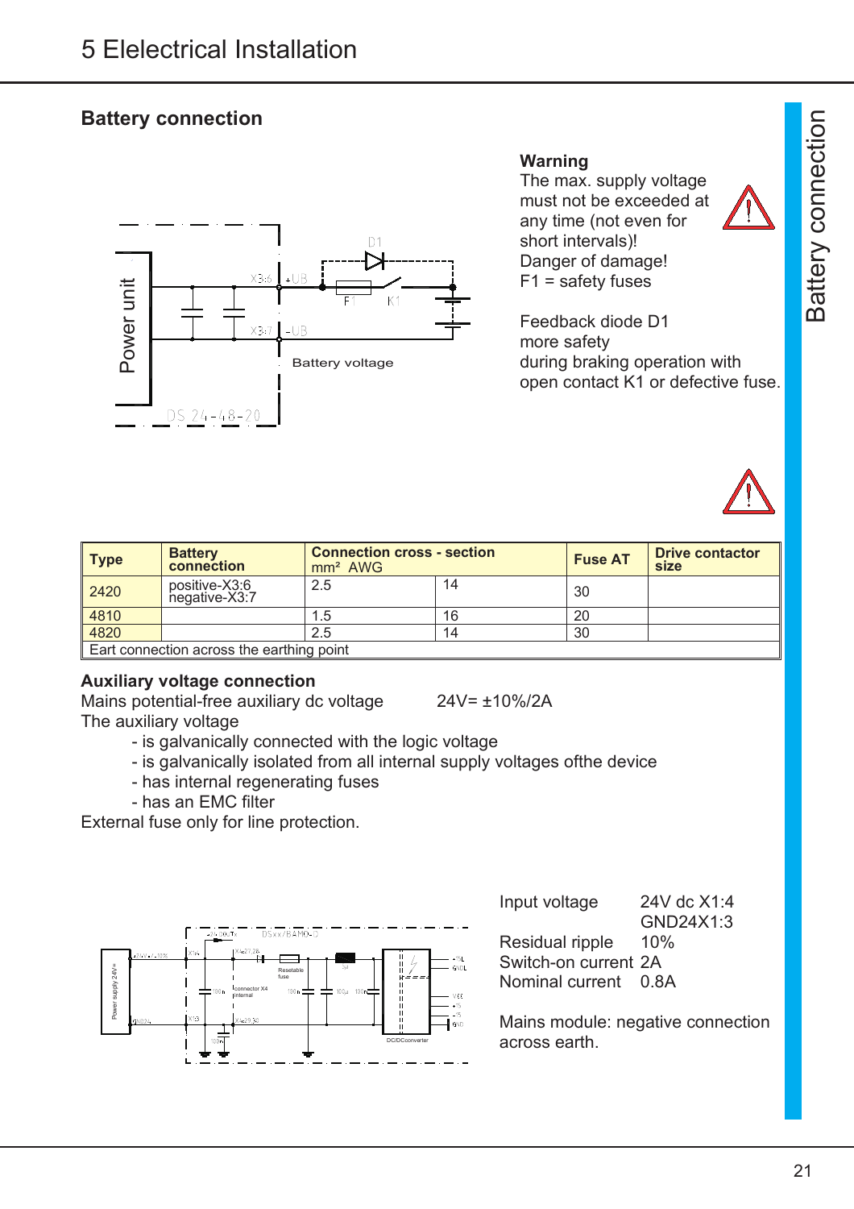# 5 Elelectrical Installation

## Battery connection

**Warning**
The max. supply voltage must not be exceeded at any time (not even for short intervals)!
Danger of damage!
F1 = safety fuses

Feedback diode D1 more safety during braking operation with open contact K1 or defective fuse.

| Type | Battery connection | Connection cross - section mm² | AWG | Fuse AT | Drive contactor size |
|---|---|---|---|---|---|
| 2420 | positive-X3:6 negative-X3:7 | 2.5 | 14 | 30 | |
| 4810 | | 1.5 | 16 | 20 | |
| 4820 | | 2.5 | 14 | 30 | |
| Eart connection across the earthing point | | | | | |

**Auxiliary voltage connection**

Mains potential-free auxiliary dc voltage 24V= ±10%/2A

The auxiliary voltage

- is galvanically connected with the logic voltage
- is galvanically isolated from all internal supply voltages ofthe device
- has internal regenerating fuses
- has an EMC filter

External fuse only for line protection.

| | |
|---|---|
| Input voltage | 24V dc X1:4 GND24X1:3 |
| Residual ripple | 10% |
| Switch-on current | 2A |
| Nominal current | 0.8A |

Mains module: negative connection across earth.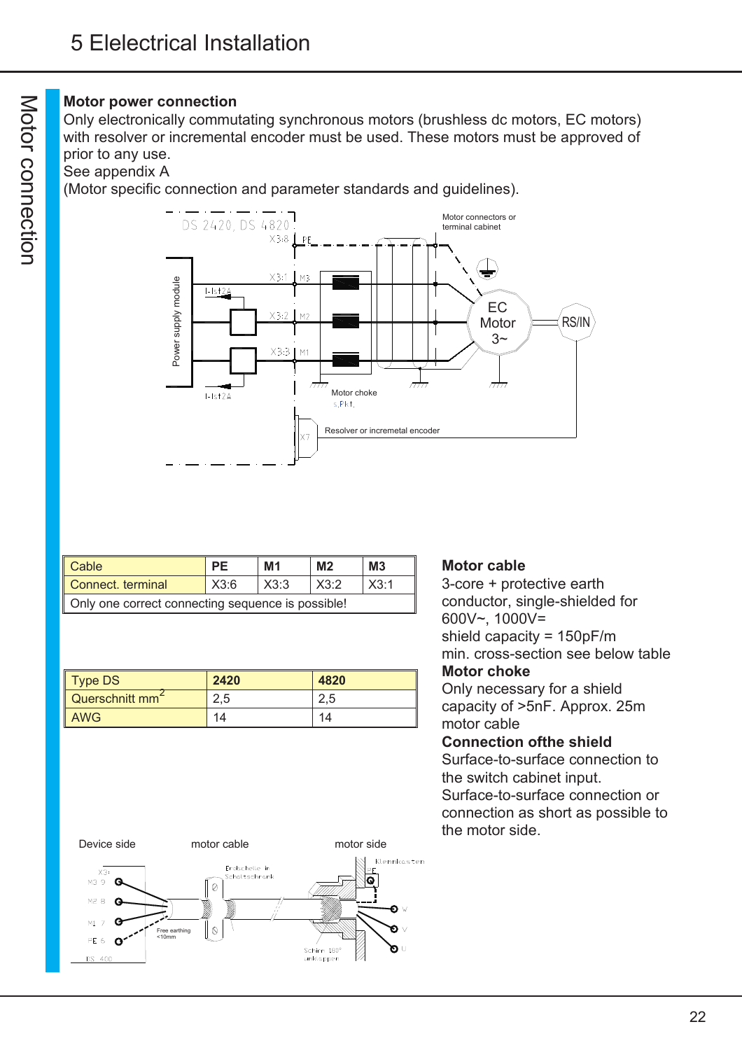# 5 Elelectrical Installation

Motor connection

**Motor power connection**

Only electronically commutating synchronous motors (brushless dc motors, EC motors) with resolver or incremental encoder must be used. These motors must be approved of prior to any use.
See appendix A
(Motor specific connection and parameter standards and guidelines).

| Cable | PE | M1 | M2 | M3 |
|---|---|---|---|---|
| Connect. terminal | X3:6 | X3:3 | X3:2 | X3:1 |
| Only one correct connecting sequence is possible! | | | | |

| Type DS | 2420 | 4820 |
|---|---|---|
| Querschnitt mm² | 2,5 | 2,5 |
| AWG | 14 | 14 |

**Motor cable**
3-core + protective earth conductor, single-shielded for 600V~, 1000V=
shield capacity = 150pF/m
min. cross-section see below table

**Motor choke**
Only necessary for a shield capacity of >5nF. Approx. 25m motor cable

**Connection ofthe shield**
Surface-to-surface connection to the switch cabinet input.
Surface-to-surface connection or connection as short as possible to the motor side.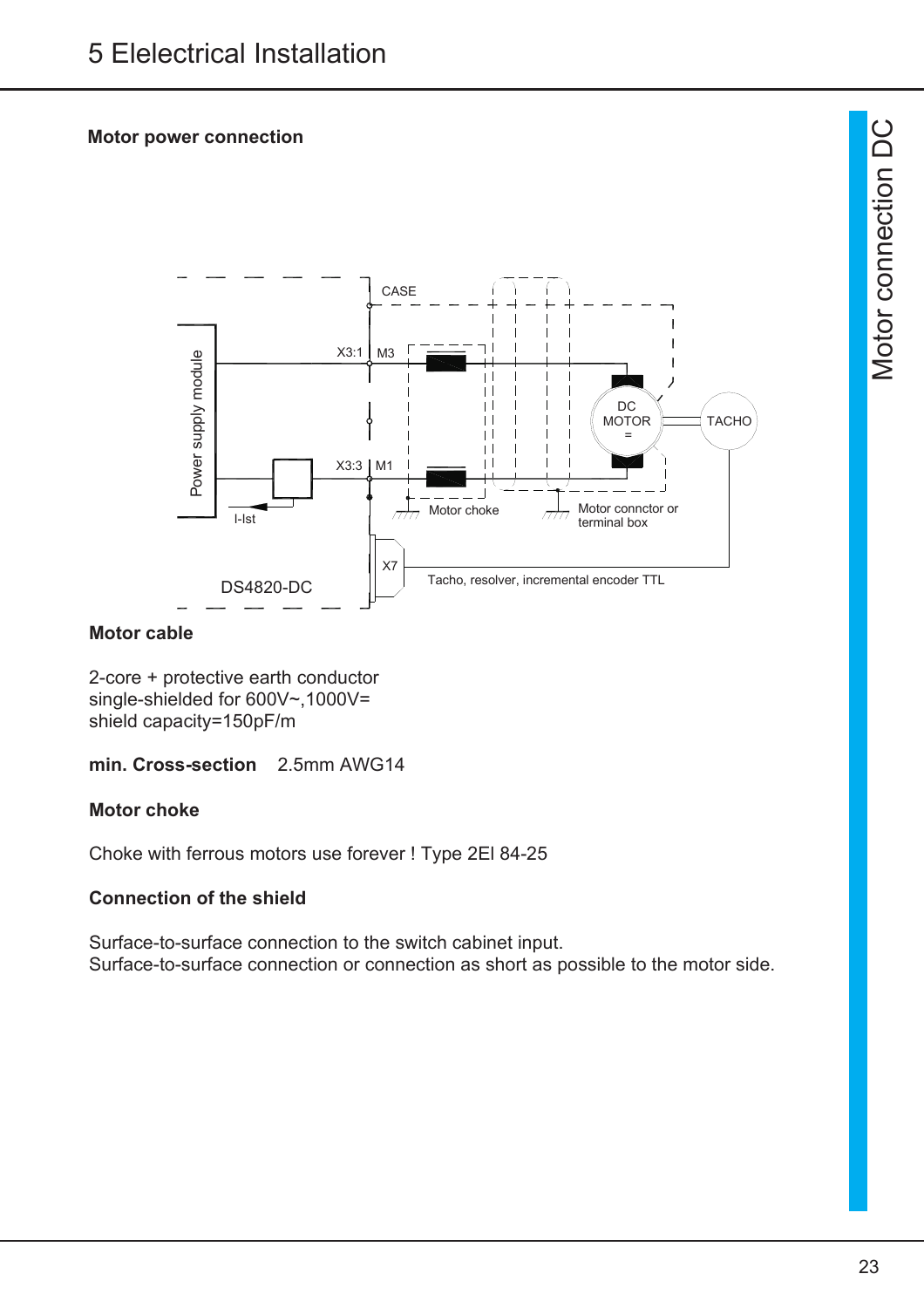## Motor power connection

## Motor cable

2-core + protective earth conductor
single-shielded for 600V~,1000V=
shield capacity=150pF/m

**min. Cross-section** 2.5mm AWG14

## Motor choke

Choke with ferrous motors use forever ! Type 2EI 84-25

## Connection of the shield

Surface-to-surface connection to the switch cabinet input.
Surface-to-surface connection or connection as short as possible to the motor side.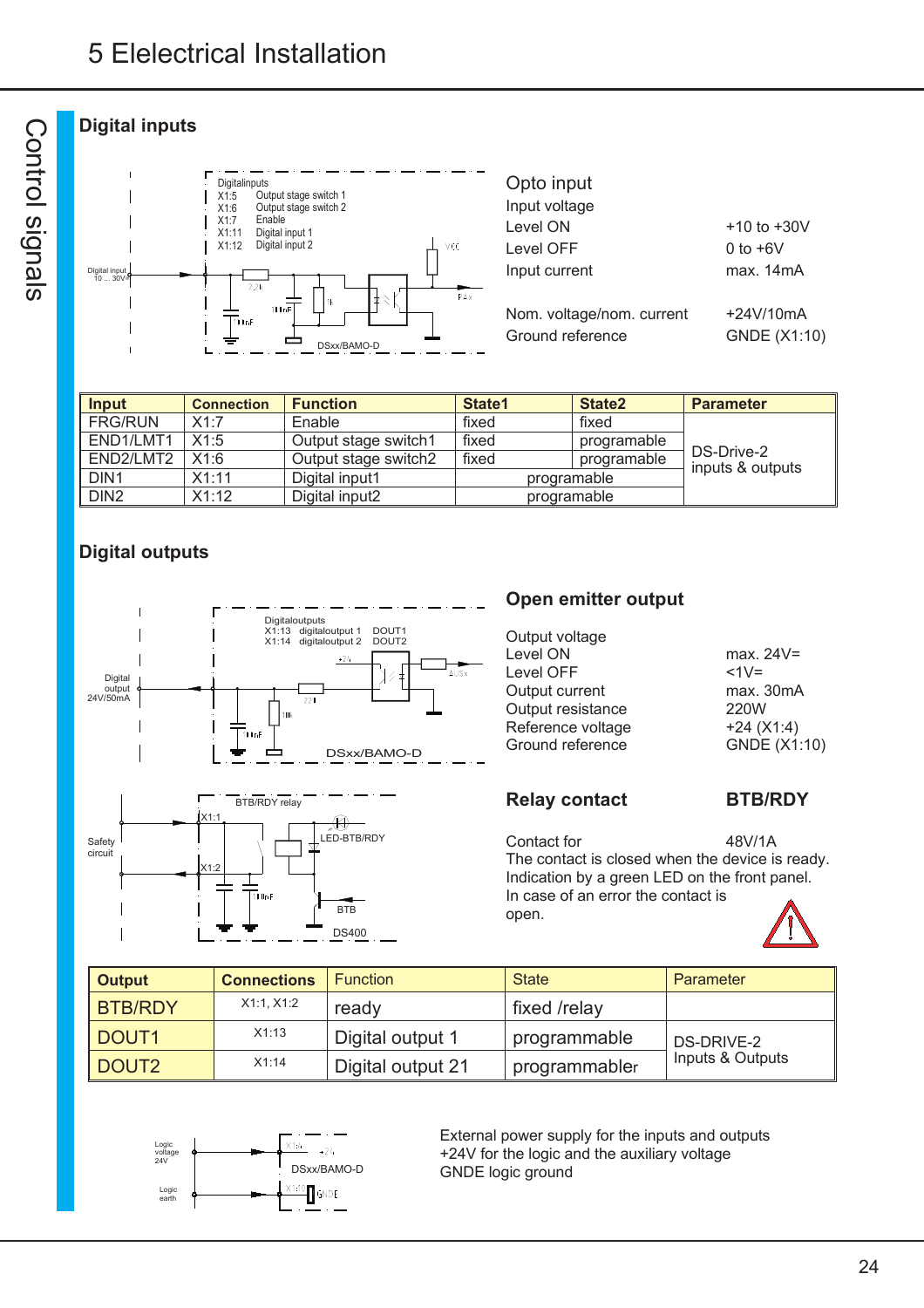# 5 Elelectrical Installation

Control signals

## Digital inputs

Digitalinputs
X1:5 Output stage switch 1
X1:6 Output stage switch 2
X1:7 Enable
X1:11 Digital input 1
X1:12 Digital input 2

Digital input 10 ... 30V

DSxx/BAMO-D

**Opto input**

| | |
|---|---|
| Input voltage | |
| Level ON | +10 to +30V |
| Level OFF | 0 to +6V |
| Input current | max. 14mA |
| Nom. voltage/nom. current | +24V/10mA |
| Ground reference | GNDE (X1:10) |

| Input | Connection | Function | State1 | State2 | Parameter |
|---|---|---|---|---|---|
| FRG/RUN | X1:7 | Enable | fixed | fixed | DS-Drive-2 inputs & outputs |
| END1/LMT1 | X1:5 | Output stage switch1 | fixed | programable | |
| END2/LMT2 | X1:6 | Output stage switch2 | fixed | programable | |
| DIN1 | X1:11 | Digital input1 | programable | | |
| DIN2 | X1:12 | Digital input2 | programable | | |

## Digital outputs

Digitaloutputs
X1:13 digitaloutput 1 DOUT1
X1:14 digitaloutput 2 DOUT2

Digital output 24V/50mA

DSxx/BAMO-D

### Open emitter output

| | |
|---|---|
| Output voltage | |
| Level ON | max. 24V= |
| Level OFF | <1V= |
| Output current | max. 30mA |
| Output resistance | 220W |
| Reference voltage | +24 (X1:4) |
| Ground reference | GNDE (X1:10) |

BTB/RDY relay

X1:1
X1:2

Safety circuit

LED-BTB/RDY

BTB

DS400

### Relay contact BTB/RDY

Contact for 48V/1A

The contact is closed when the device is ready.
Indication by a green LED on the front panel.
In case of an error the contact is open.

| Output | Connections | Function | State | Parameter |
|---|---|---|---|---|
| BTB/RDY | X1:1, X1:2 | ready | fixed /relay | |
| DOUT1 | X1:13 | Digital output 1 | programmable | DS-DRIVE-2 Inputs & Outputs |
| DOUT2 | X1:14 | Digital output 21 | programmabler | |

Logic voltage 24V

Logic earth

DSxx/BAMO-D

External power supply for the inputs and outputs
+24V for the logic and the auxiliary voltage
GNDE logic ground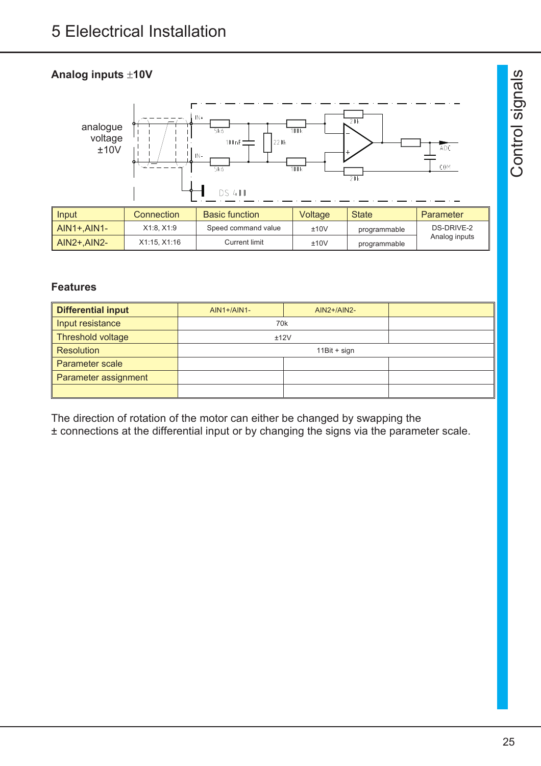# 5 Elelectrical Installation

### Analog inputs ±10V

analogue voltage ±10V

| Input | Connection | Basic function | Voltage | State | Parameter |
|---|---|---|---|---|---|
| AIN1+,AIN1- | X1:8, X1:9 | Speed command value | ±10V | programmable | DS-DRIVE-2 Analog inputs |
| AIN2+,AIN2- | X1:15, X1:16 | Current limit | ±10V | programmable | |

### Features

| Differential input | AIN1+/AIN1- | AIN2+/AIN2- | |
|---|---|---|---|
| Input resistance | 70k | | |
| Threshold voltage | ±12V | | |
| Resolution | 11Bit + sign | | |
| Parameter scale | | | |
| Parameter assignment | | | |
| | | | |

The direction of rotation of the motor can either be changed by swapping the ± connections at the differential input or by changing the signs via the parameter scale.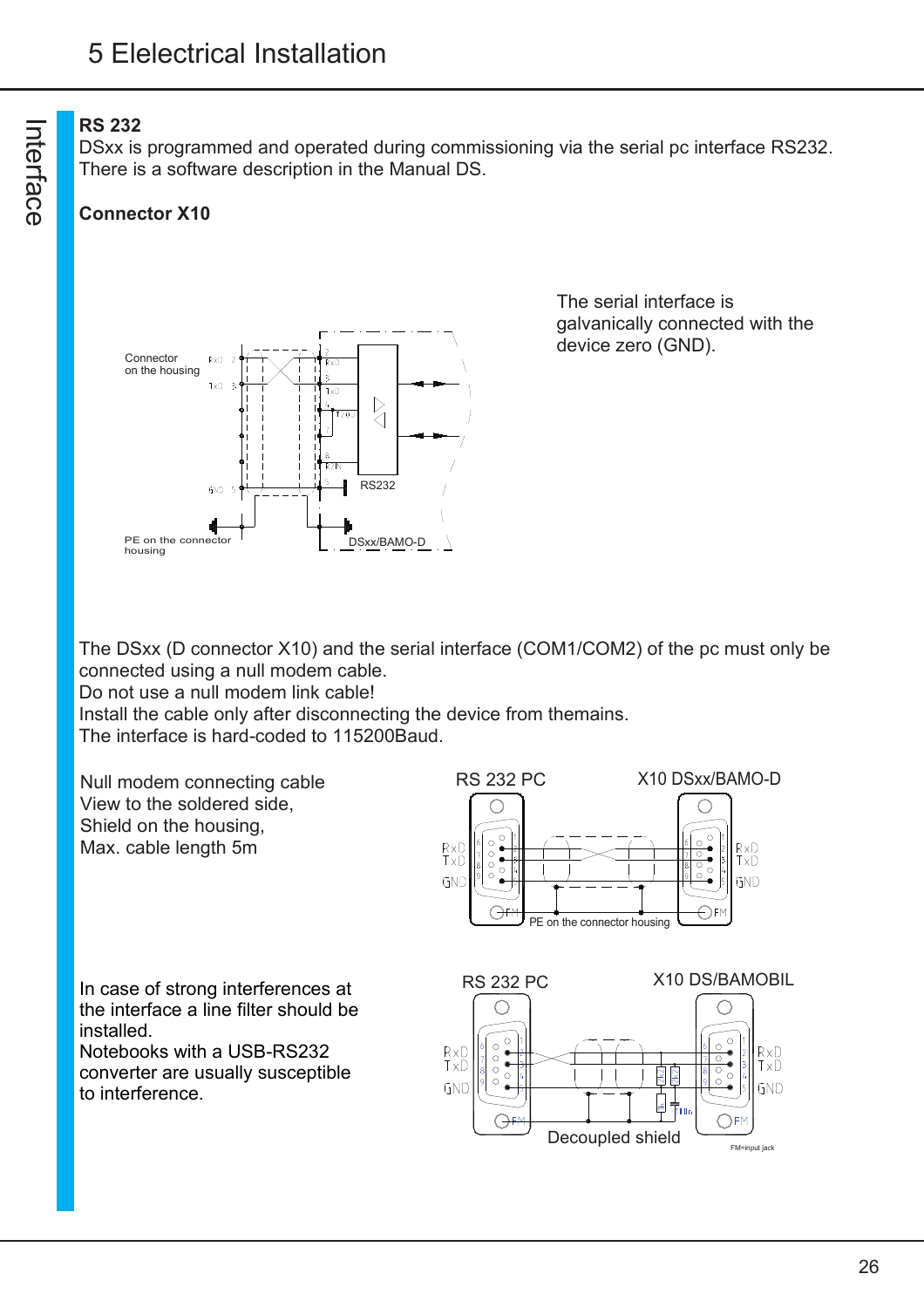## RS 232

DSxx is programmed and operated during commissioning via the serial pc interface RS232. There is a software description in the Manual DS.

### Connector X10

The serial interface is galvanically connected with the device zero (GND).

The DSxx (D connector X10) and the serial interface (COM1/COM2) of the pc must only be connected using a null modem cable.
Do not use a null modem link cable!
Install the cable only after disconnecting the device from themains.
The interface is hard-coded to 115200Baud.

Null modem connecting cable
View to the soldered side,
Shield on the housing,
Max. cable length 5m

In case of strong interferences at the interface a line filter should be installed.
Notebooks with a USB-RS232 converter are usually susceptible to interference.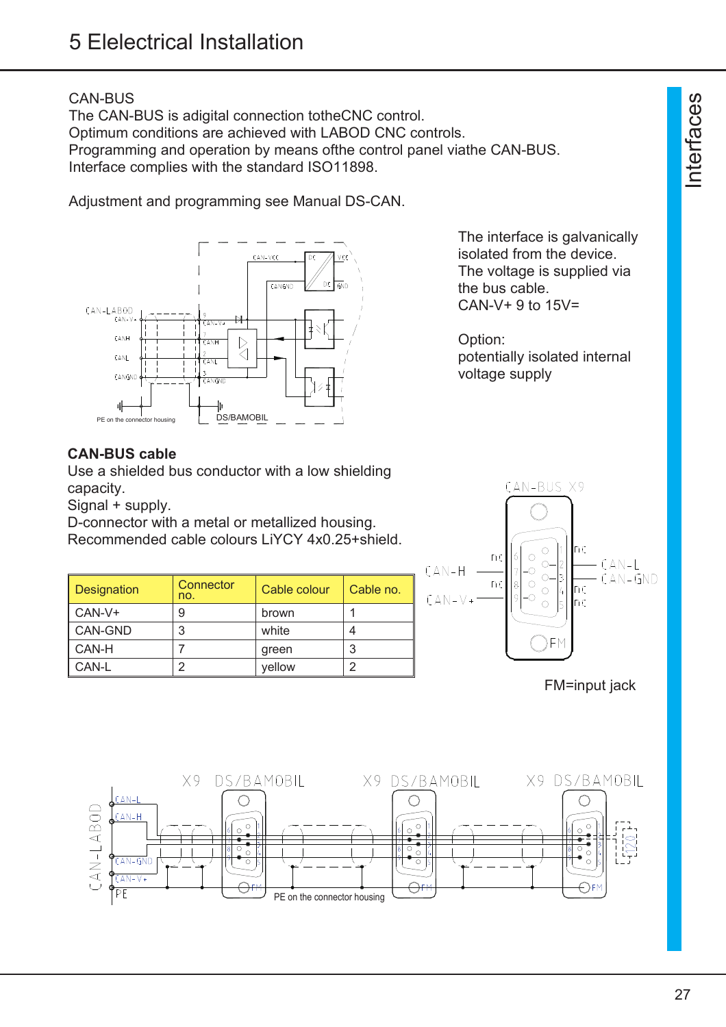# 5 Elelectrical Installation

CAN-BUS

The CAN-BUS is adigital connection totheCNC control.
Optimum conditions are achieved with LABOD CNC controls.
Programming and operation by means ofthe control panel viathe CAN-BUS.
Interface complies with the standard ISO11898.

Adjustment and programming see Manual DS-CAN.

The interface is galvanically isolated from the device.
The voltage is supplied via the bus cable.
CAN-V+ 9 to 15V=

Option:
potentially isolated internal voltage supply

**CAN-BUS cable**

Use a shielded bus conductor with a low shielding capacity.
Signal + supply.
D-connector with a metal or metallized housing.
Recommended cable colours LiYCY 4x0.25+shield.

| Designation | Connector no. | Cable colour | Cable no. |
|---|---|---|---|
| CAN-V+ | 9 | brown | 1 |
| CAN-GND | 3 | white | 4 |
| CAN-H | 7 | green | 3 |
| CAN-L | 2 | yellow | 2 |

FM=input jack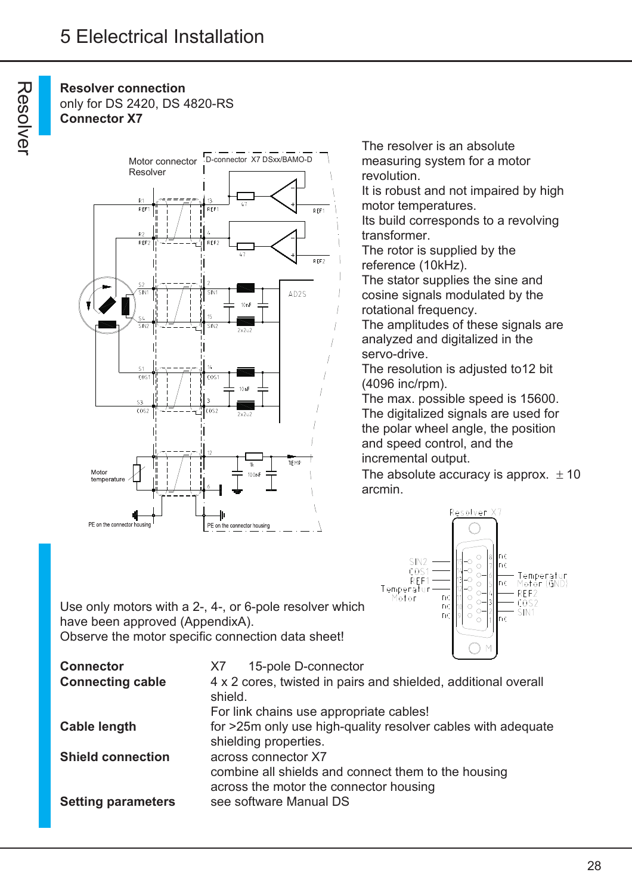## Resolver connection

only for DS 2420, DS 4820-RS

**Connector X7**

The resolver is an absolute measuring system for a motor revolution.
It is robust and not impaired by high motor temperatures.
Its build corresponds to a revolving transformer.
The rotor is supplied by the reference (10kHz).
The stator supplies the sine and cosine signals modulated by the rotational frequency.
The amplitudes of these signals are analyzed and digitalized in the servo-drive.
The resolution is adjusted to12 bit (4096 inc/rpm).
The max. possible speed is 15600.
The digitalized signals are used for the polar wheel angle, the position and speed control, and the incremental output.
The absolute accuracy is approx. ± 10 arcmin.

Use only motors with a 2-, 4-, or 6-pole resolver which have been approved (AppendixA).
Observe the motor specific connection data sheet!

| | |
|---|---|
| **Connector** | X7 15-pole D-connector |
| **Connecting cable** | 4 x 2 cores, twisted in pairs and shielded, additional overall shield.<br>For link chains use appropriate cables! |
| **Cable length** | for >25m only use high-quality resolver cables with adequate shielding properties. |
| **Shield connection** | across connector X7<br>combine all shields and connect them to the housing across the motor the connector housing |
| **Setting parameters** | see software Manual DS |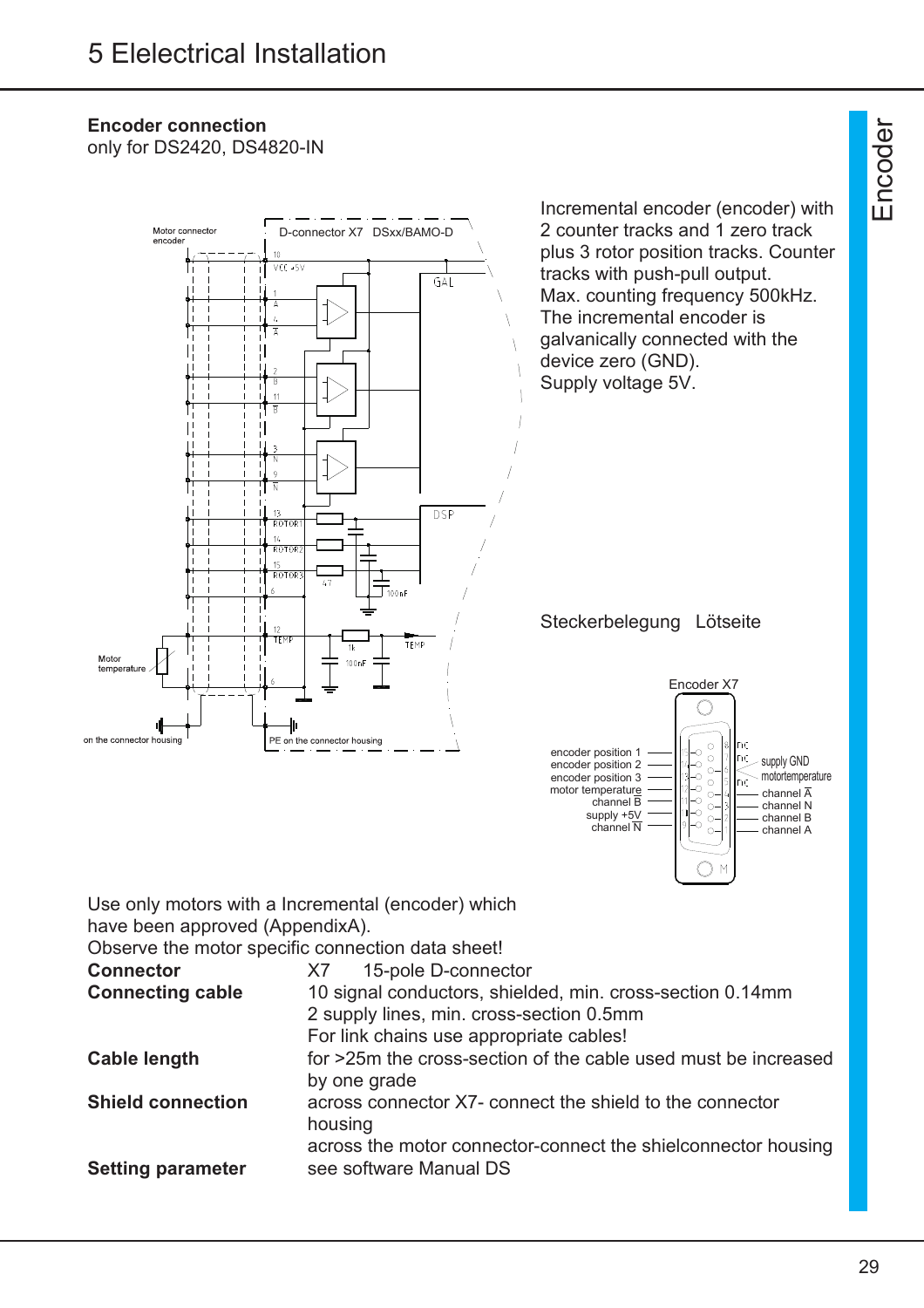## Encoder connection

only for DS2420, DS4820-IN

Incremental encoder (encoder) with 2 counter tracks and 1 zero track plus 3 rotor position tracks. Counter tracks with push-pull output.
Max. counting frequency 500kHz.
The incremental encoder is galvanically connected with the device zero (GND).
Supply voltage 5V.

Steckerbelegung   Lötseite

Use only motors with a Incremental (encoder) which have been approved (AppendixA).
Observe the motor specific connection data sheet!

| | |
|---|---|
| **Connector** | X7     15-pole D-connector |
| **Connecting cable** | 10 signal conductors, shielded, min. cross-section 0.14mm<br>2 supply lines, min. cross-section 0.5mm<br>For link chains use appropriate cables! |
| **Cable length** | for >25m the cross-section of the cable used must be increased by one grade |
| **Shield connection** | across connector X7- connect the shield to the connector housing<br>across the motor connector-connect the shielconnector housing |
| **Setting parameter** | see software Manual DS |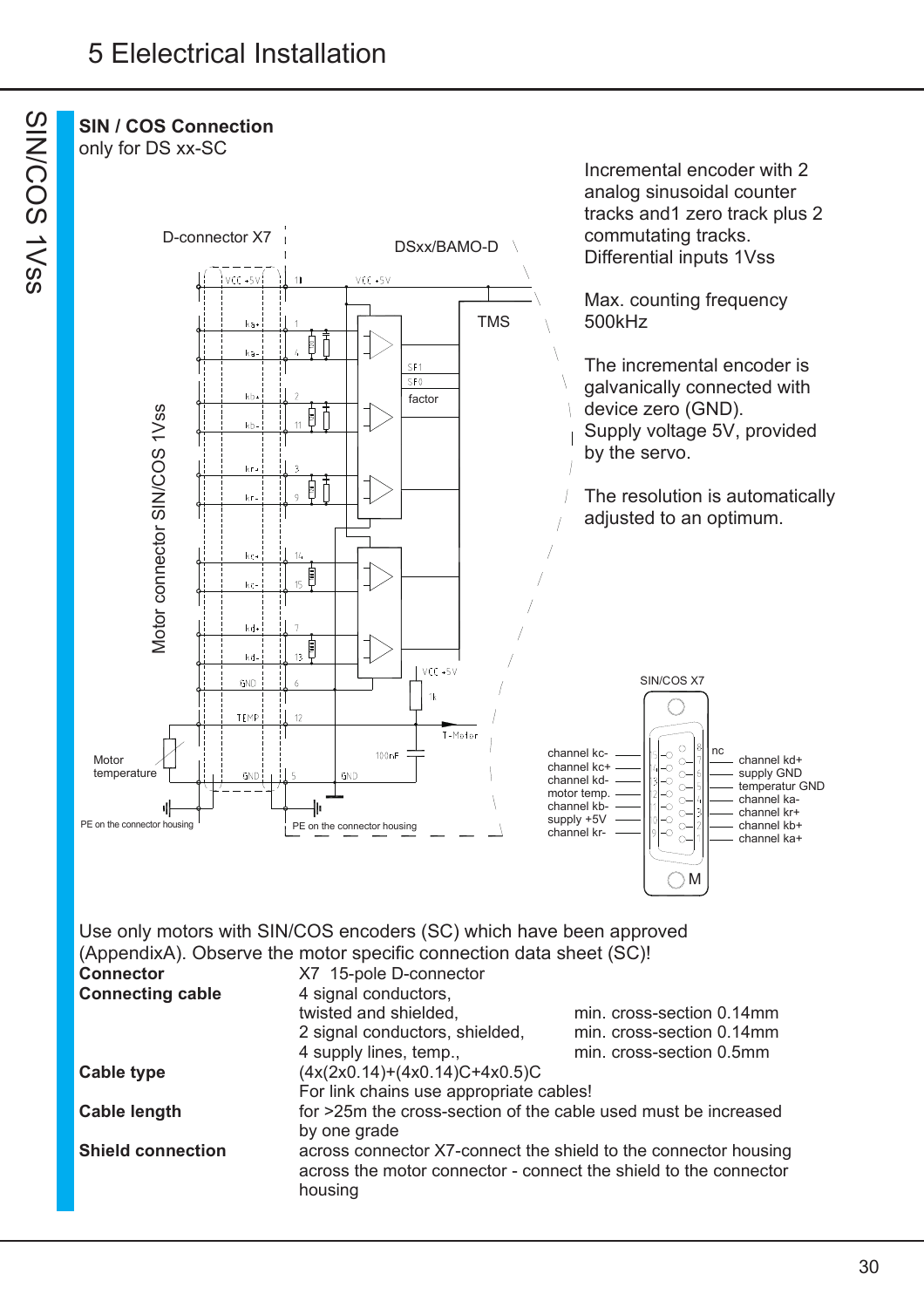# 5 Elelectrical Installation

## SIN / COS Connection

only for DS xx-SC

Incremental encoder with 2 analog sinusoidal counter tracks and1 zero track plus 2 commutating tracks. Differential inputs 1Vss

Max. counting frequency 500kHz

The incremental encoder is galvanically connected with device zero (GND). Supply voltage 5V, provided by the servo.

The resolution is automatically adjusted to an optimum.

Use only motors with SIN/COS encoders (SC) which have been approved (AppendixA). Observe the motor specific connection data sheet (SC)!

**Connector** X7 15-pole D-connector

**Connecting cable** 4 signal conductors, twisted and shielded, min. cross-section 0.14mm
2 signal conductors, shielded, min. cross-section 0.14mm
4 supply lines, temp., min. cross-section 0.5mm

**Cable type** (4x(2x0.14)+(4x0.14)C+4x0.5)C
For link chains use appropriate cables!

**Cable length** for >25m the cross-section of the cable used must be increased by one grade

**Shield connection** across connector X7-connect the shield to the connector housing across the motor connector - connect the shield to the connector housing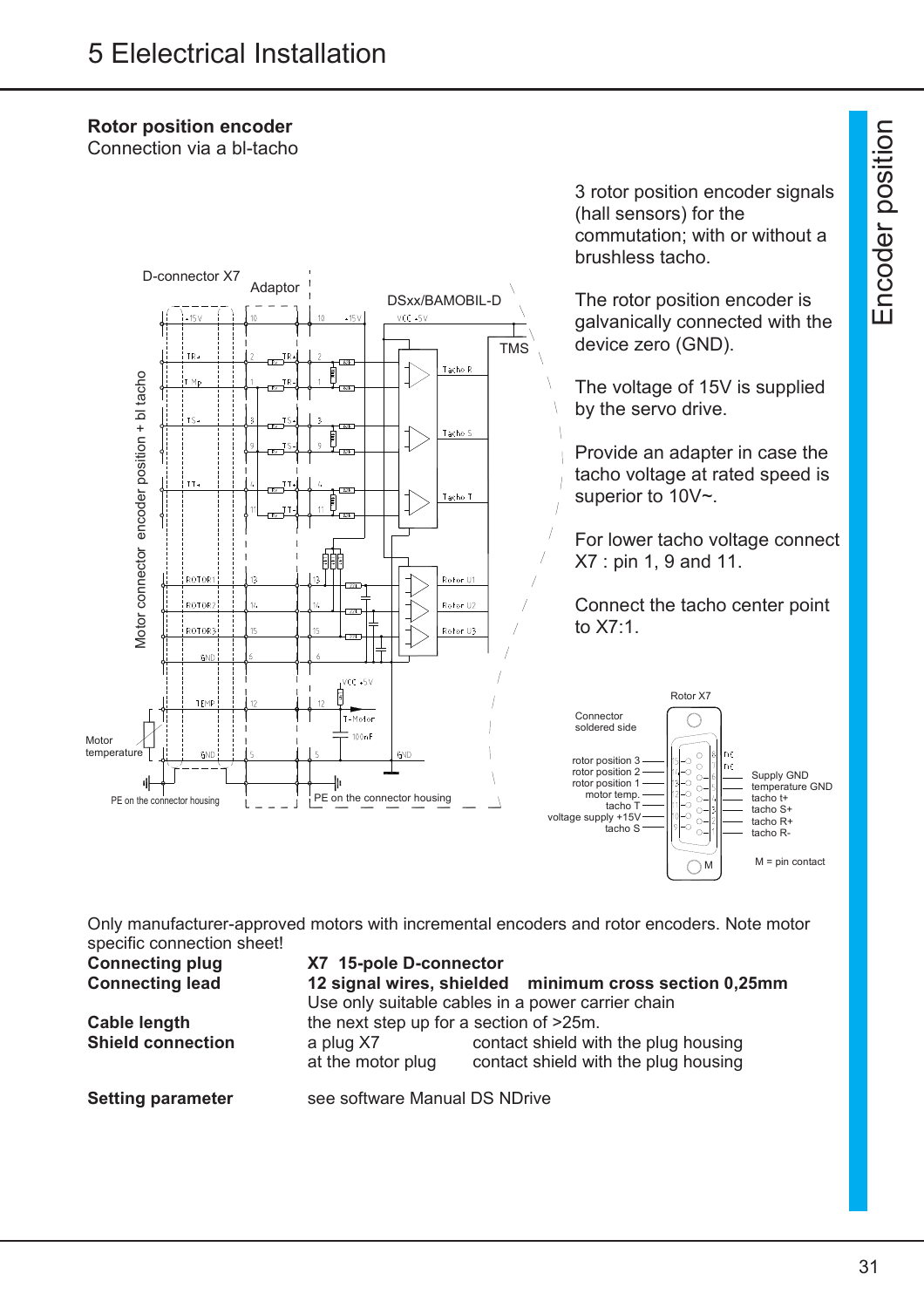# 5 Elelectrical Installation

**Rotor position encoder**
Connection via a bl-tacho

3 rotor position encoder signals (hall sensors) for the commutation; with or without a brushless tacho.

The rotor position encoder is galvanically connected with the device zero (GND).

The voltage of 15V is supplied by the servo drive.

Provide an adapter in case the tacho voltage at rated speed is superior to 10V~.

For lower tacho voltage connect X7 : pin 1, 9 and 11.

Connect the tacho center point to X7:1.

Only manufacturer-approved motors with incremental encoders and rotor encoders. Note motor specific connection sheet!

| | | |
|---|---|---|
| **Connecting plug** | **X7 15-pole D-connector** | |
| **Connecting lead** | **12 signal wires, shielded minimum cross section 0,25mm** | |
| | Use only suitable cables in a power carrier chain | |
| **Cable length** | the next step up for a section of >25m. | |
| **Shield connection** | a plug X7 | contact shield with the plug housing |
| | at the motor plug | contact shield with the plug housing |
| **Setting parameter** | see software Manual DS NDrive | |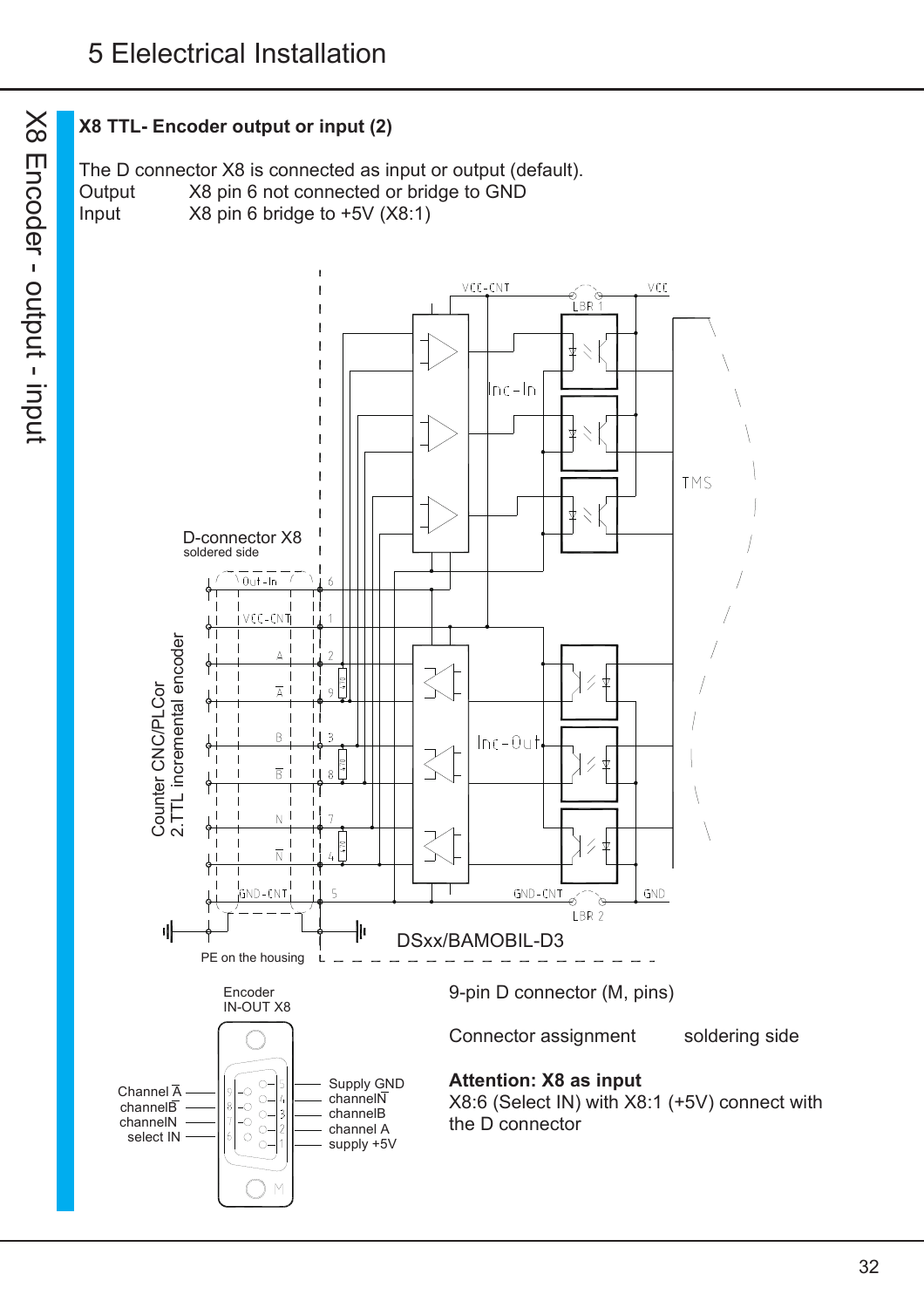## X8 TTL- Encoder output or input (2)

The D connector X8 is connected as input or output (default).

| | |
|---|---|
| Output | X8 pin 6 not connected or bridge to GND |
| Input | X8 pin 6 bridge to +5V (X8:1) |

D-connector X8
soldered side

Counter CNC/PLCor
2.TTL incremental encoder

PE on the housing

DSxx/BAMOBIL-D3

Encoder
IN-OUT X8

Channel $\overline{A}$
channel$\overline{B}$
channelN
select IN

Supply GND
channel$\overline{N}$
channelB
channel A
supply +5V

9-pin D connector (M, pins)

Connector assignment soldering side

**Attention: X8 as input**
X8:6 (Select IN) with X8:1 (+5V) connect with the D connector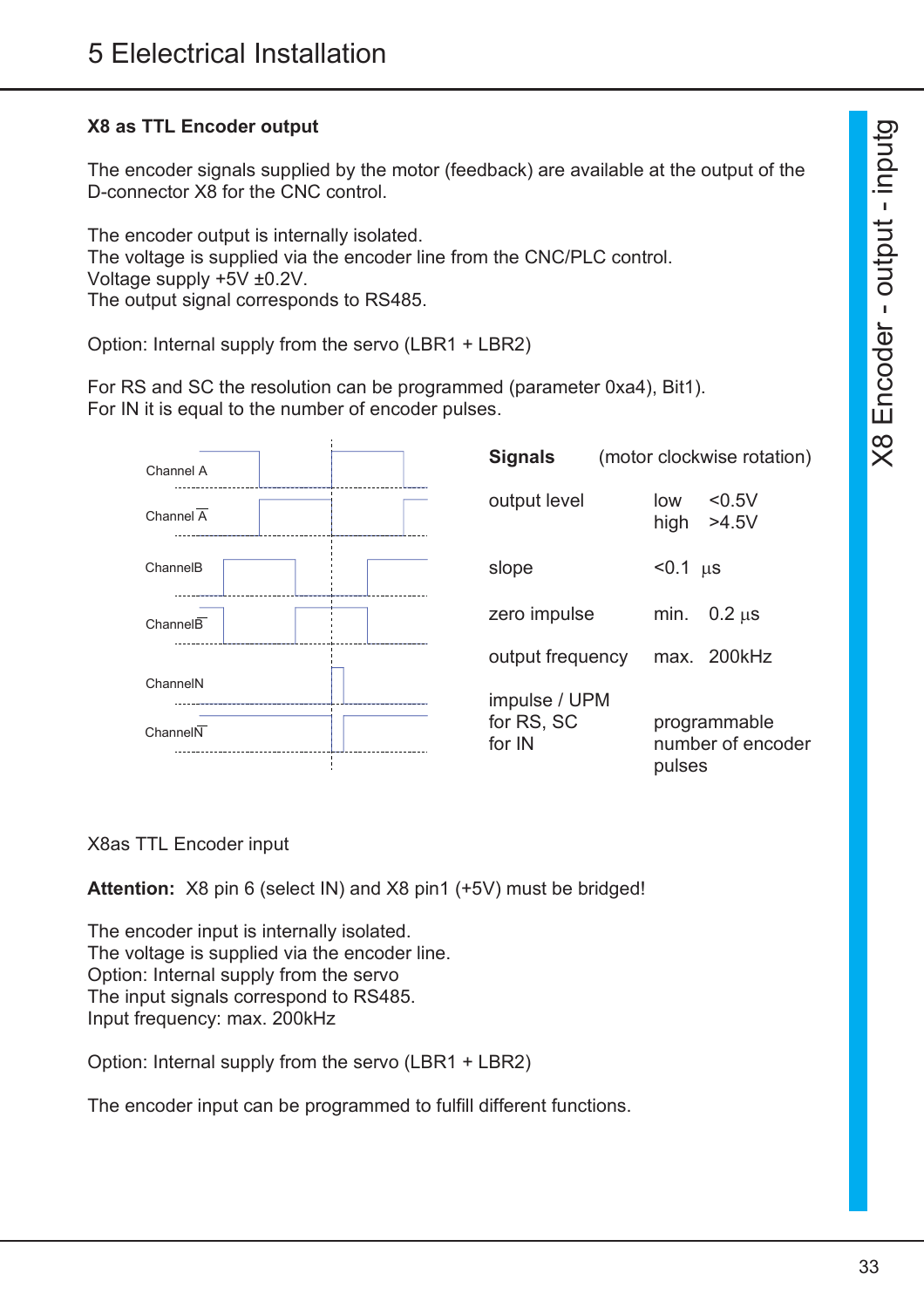## X8 as TTL Encoder output

The encoder signals supplied by the motor (feedback) are available at the output of the D-connector X8 for the CNC control.

The encoder output is internally isolated.
The voltage is supplied via the encoder line from the CNC/PLC control.
Voltage supply +5V ±0.2V.
The output signal corresponds to RS485.

Option: Internal supply from the servo (LBR1 + LBR2)

For RS and SC the resolution can be programmed (parameter 0xa4), Bit1).
For IN it is equal to the number of encoder pulses.

Channel A
Channel $\overline{A}$
ChannelB
Channel$\overline{B}$
ChannelN
Channel$\overline{N}$

**Signals** (motor clockwise rotation)

| | | |
|---|---|---|
| output level | low | <0.5V |
| | high | >4.5V |
| slope | <0.1 µs | |
| zero impulse | min. | 0.2 µs |
| output frequency | max. | 200kHz |
| impulse / UPM | | |
| for RS, SC | programmable | |
| for IN | number of encoder pulses | |

X8as TTL Encoder input

**Attention:** X8 pin 6 (select IN) and X8 pin1 (+5V) must be bridged!

The encoder input is internally isolated.
The voltage is supplied via the encoder line.
Option: Internal supply from the servo
The input signals correspond to RS485.
Input frequency: max. 200kHz

Option: Internal supply from the servo (LBR1 + LBR2)

The encoder input can be programmed to fulfill different functions.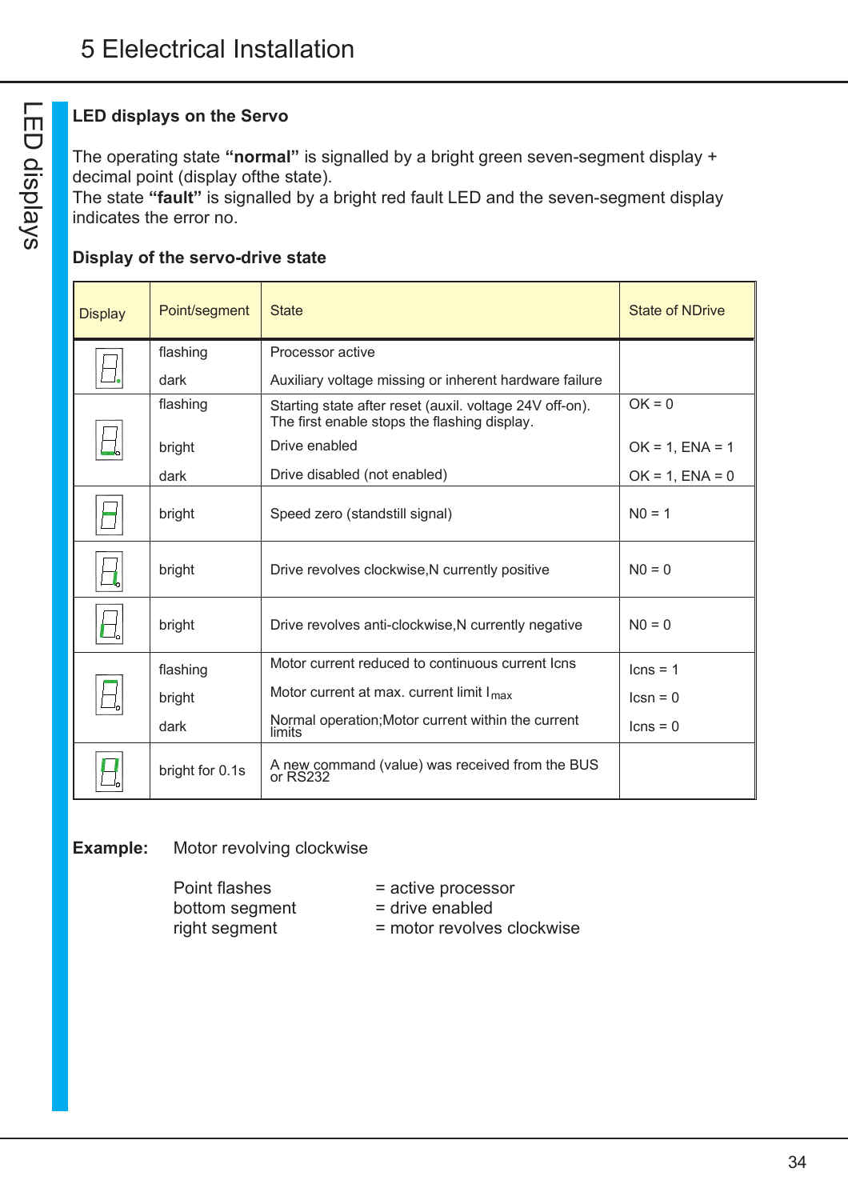# 5 Elelectrical Installation

## LED displays on the Servo

The operating state **"normal"** is signalled by a bright green seven-segment display + decimal point (display ofthe state).
The state **"fault"** is signalled by a bright red fault LED and the seven-segment display indicates the error no.

### Display of the servo-drive state

| Display | Point/segment | State | State of NDrive |
|---|---|---|---|
| | flashing<br>dark | Processor active<br>Auxiliary voltage missing or inherent hardware failure | |
| | flashing<br>bright<br>dark | Starting state after reset (auxil. voltage 24V off-on). The first enable stops the flashing display.<br>Drive enabled<br>Drive disabled (not enabled) | OK = 0<br>OK = 1, ENA = 1<br>OK = 1, ENA = 0 |
| | bright | Speed zero (standstill signal) | N0 = 1 |
| | bright | Drive revolves clockwise,N currently positive | N0 = 0 |
| | bright | Drive revolves anti-clockwise,N currently negative | N0 = 0 |
| | flashing<br>bright<br>dark | Motor current reduced to continuous current Icns<br>Motor current at max. current limit $I_{max}$<br>Normal operation;Motor current within the current limits | Icns = 1<br>Icsn = 0<br>Icns = 0 |
| | bright for 0.1s | A new command (value) was received from the BUS or RS232 | |

**Example:** Motor revolving clockwise

| | |
|---|---|
| Point flashes | = active processor |
| bottom segment | = drive enabled |
| right segment | = motor revolves clockwise |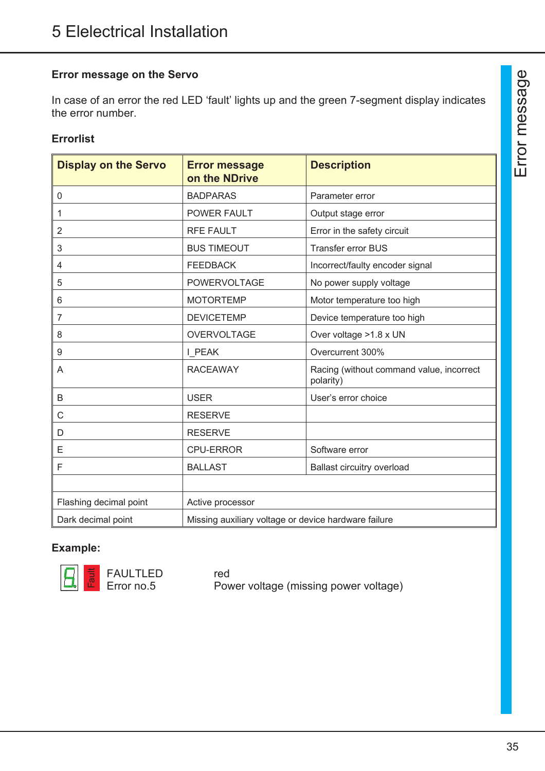# 5 Elelectrical Installation

### Error message on the Servo

In case of an error the red LED ‘fault’ lights up and the green 7-segment display indicates the error number.

### Errorlist

| Display on the Servo | Error message on the NDrive | Description |
|---|---|---|
| 0 | BADPARAS | Parameter error |
| 1 | POWER FAULT | Output stage error |
| 2 | RFE FAULT | Error in the safety circuit |
| 3 | BUS TIMEOUT | Transfer error BUS |
| 4 | FEEDBACK | Incorrect/faulty encoder signal |
| 5 | POWERVOLTAGE | No power supply voltage |
| 6 | MOTORTEMP | Motor temperature too high |
| 7 | DEVICETEMP | Device temperature too high |
| 8 | OVERVOLTAGE | Over voltage >1.8 x UN |
| 9 | I_PEAK | Overcurrent 300% |
| A | RACEAWAY | Racing (without command value, incorrect polarity) |
| B | USER | User’s error choice |
| C | RESERVE | |
| D | RESERVE | |
| E | CPU-ERROR | Software error |
| F | BALLAST | Ballast circuitry overload |
| | | |
| Flashing decimal point | Active processor | |
| Dark decimal point | Missing auxiliary voltage or device hardware failure | |

**Example:**

5 Fault — FAULTLED Error no.5 — red Power voltage (missing power voltage)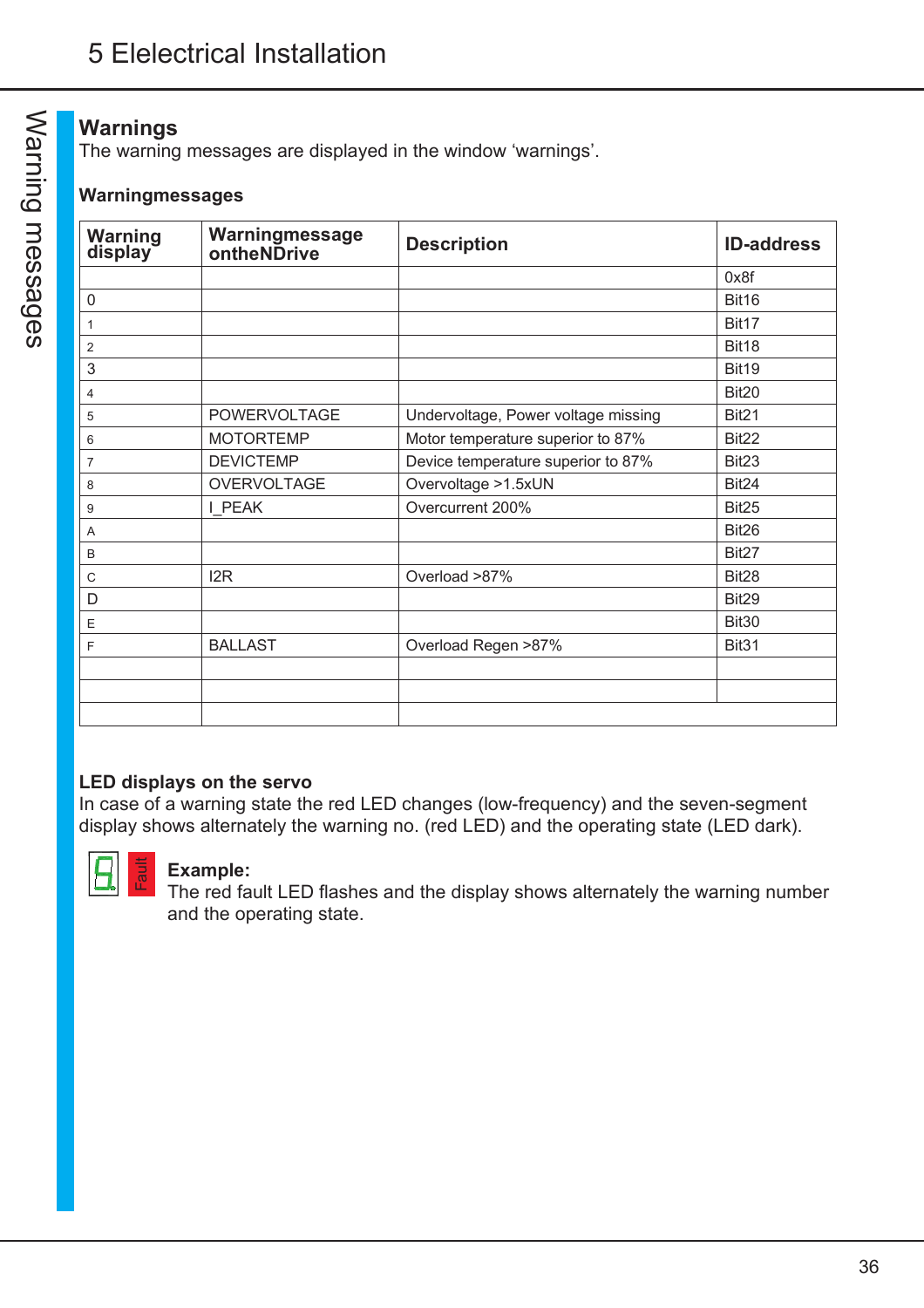## Warnings

The warning messages are displayed in the window 'warnings'.

### Warningmessages

| Warning display | Warningmessage ontheNDrive | Description | ID-address |
|---|---|---|---|
| | | | 0x8f |
| 0 | | | Bit16 |
| 1 | | | Bit17 |
| 2 | | | Bit18 |
| 3 | | | Bit19 |
| 4 | | | Bit20 |
| 5 | POWERVOLTAGE | Undervoltage, Power voltage missing | Bit21 |
| 6 | MOTORTEMP | Motor temperature superior to 87% | Bit22 |
| 7 | DEVICTEMP | Device temperature superior to 87% | Bit23 |
| 8 | OVERVOLTAGE | Overvoltage >1.5xUN | Bit24 |
| 9 | I_PEAK | Overcurrent 200% | Bit25 |
| A | | | Bit26 |
| B | | | Bit27 |
| C | I2R | Overload >87% | Bit28 |
| D | | | Bit29 |
| E | | | Bit30 |
| F | BALLAST | Overload Regen >87% | Bit31 |
| | | | |
| | | | |
| | | | |

### LED displays on the servo

In case of a warning state the red LED changes (low-frequency) and the seven-segment display shows alternately the warning no. (red LED) and the operating state (LED dark).

**Example:**
The red fault LED flashes and the display shows alternately the warning number and the operating state.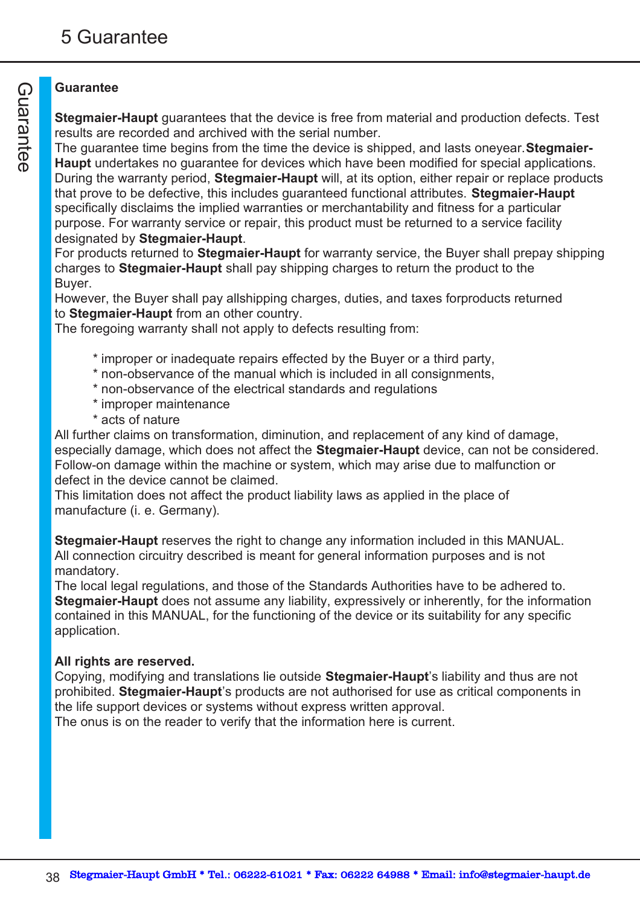# 5 Guarantee

**Guarantee**

**Stegmaier-Haupt** guarantees that the device is free from material and production defects. Test results are recorded and archived with the serial number.
The guarantee time begins from the time the device is shipped, and lasts oneyear.**Stegmaier-Haupt** undertakes no guarantee for devices which have been modified for special applications. During the warranty period, **Stegmaier-Haupt** will, at its option, either repair or replace products that prove to be defective, this includes guaranteed functional attributes. **Stegmaier-Haupt** specifically disclaims the implied warranties or merchantability and fitness for a particular purpose. For warranty service or repair, this product must be returned to a service facility designated by **Stegmaier-Haupt**.
For products returned to **Stegmaier-Haupt** for warranty service, the Buyer shall prepay shipping charges to **Stegmaier-Haupt** shall pay shipping charges to return the product to the Buyer.
However, the Buyer shall pay allshipping charges, duties, and taxes forproducts returned to **Stegmaier-Haupt** from an other country.
The foregoing warranty shall not apply to defects resulting from:

- improper or inadequate repairs effected by the Buyer or a third party,
- non-observance of the manual which is included in all consignments,
- non-observance of the electrical standards and regulations
- improper maintenance
- acts of nature

All further claims on transformation, diminution, and replacement of any kind of damage, especially damage, which does not affect the **Stegmaier-Haupt** device, can not be considered. Follow-on damage within the machine or system, which may arise due to malfunction or defect in the device cannot be claimed.
This limitation does not affect the product liability laws as applied in the place of manufacture (i. e. Germany).

**Stegmaier-Haupt** reserves the right to change any information included in this MANUAL. All connection circuitry described is meant for general information purposes and is not mandatory.
The local legal regulations, and those of the Standards Authorities have to be adhered to. **Stegmaier-Haupt** does not assume any liability, expressively or inherently, for the information contained in this MANUAL, for the functioning of the device or its suitability for any specific application.

**All rights are reserved.**
Copying, modifying and translations lie outside **Stegmaier-Haupt**'s liability and thus are not prohibited. **Stegmaier-Haupt**'s products are not authorised for use as critical components in the life support devices or systems without express written approval.
The onus is on the reader to verify that the information here is current.